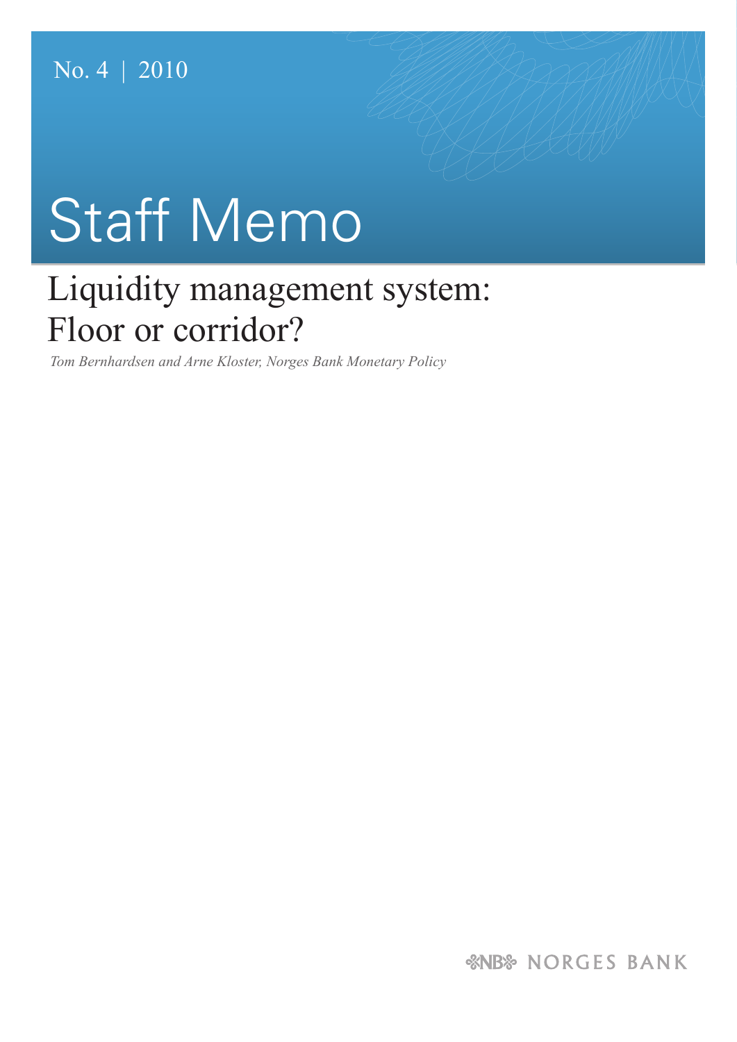No. 4 | 2010

# Staff Memo

## Liquidity management system: Floor or corridor?

*Tom Bernhardsen and Arne Kloster, Norges Bank Monetary Policy*

NORGES BANK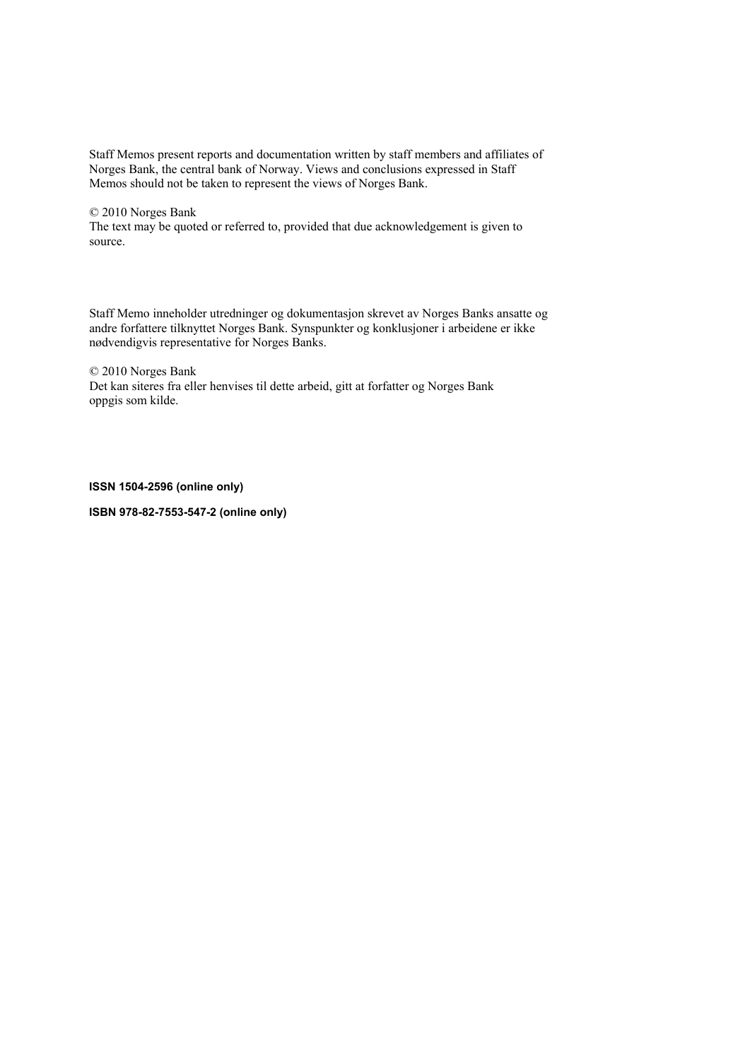Staff Memos present reports and documentation written by staff members and affiliates of Norges Bank, the central bank of Norway. Views and conclusions expressed in Staff Memos should not be taken to represent the views of Norges Bank.

© 2010 Norges Bank
The text may be quoted or referred to, provided that due acknowledgement is given to source.

Staff Memo inneholder utredninger og dokumentasjon skrevet av Norges Banks ansatte og andre forfattere tilknyttet Norges Bank. Synspunkter og konklusjoner i arbeidene er ikke nødvendigvis representative for Norges Banks.

© 2010 Norges Bank
Det kan siteres fra eller henvises til dette arbeid, gitt at forfatter og Norges Bank oppgis som kilde.

**ISSN 1504-2596 (online only)**

**ISBN 978-82-7553-547-2 (online only)**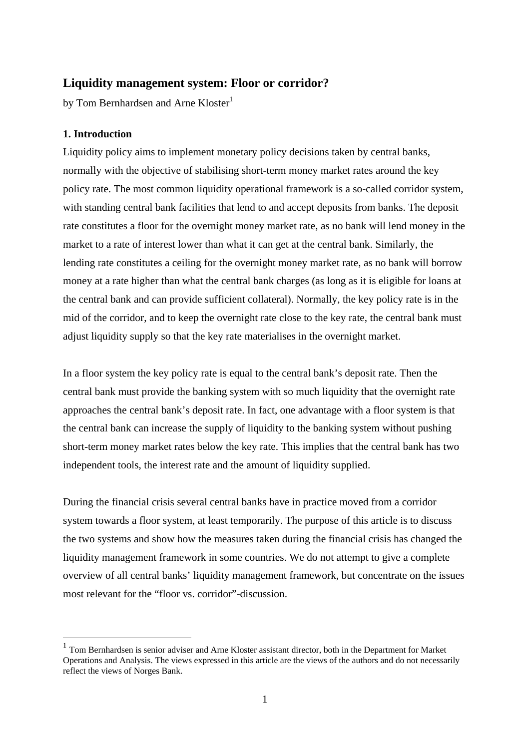## Liquidity management system: Floor or corridor?

by Tom Bernhardsen and Arne Kloster[1]

### 1. Introduction

Liquidity policy aims to implement monetary policy decisions taken by central banks, normally with the objective of stabilising short-term money market rates around the key policy rate. The most common liquidity operational framework is a so-called corridor system, with standing central bank facilities that lend to and accept deposits from banks. The deposit rate constitutes a floor for the overnight money market rate, as no bank will lend money in the market to a rate of interest lower than what it can get at the central bank. Similarly, the lending rate constitutes a ceiling for the overnight money market rate, as no bank will borrow money at a rate higher than what the central bank charges (as long as it is eligible for loans at the central bank and can provide sufficient collateral). Normally, the key policy rate is in the mid of the corridor, and to keep the overnight rate close to the key rate, the central bank must adjust liquidity supply so that the key rate materialises in the overnight market.

In a floor system the key policy rate is equal to the central bank's deposit rate. Then the central bank must provide the banking system with so much liquidity that the overnight rate approaches the central bank's deposit rate. In fact, one advantage with a floor system is that the central bank can increase the supply of liquidity to the banking system without pushing short-term money market rates below the key rate. This implies that the central bank has two independent tools, the interest rate and the amount of liquidity supplied.

During the financial crisis several central banks have in practice moved from a corridor system towards a floor system, at least temporarily. The purpose of this article is to discuss the two systems and show how the measures taken during the financial crisis has changed the liquidity management framework in some countries. We do not attempt to give a complete overview of all central banks' liquidity management framework, but concentrate on the issues most relevant for the "floor vs. corridor"-discussion.

[1] Tom Bernhardsen is senior adviser and Arne Kloster assistant director, both in the Department for Market Operations and Analysis. The views expressed in this article are the views of the authors and do not necessarily reflect the views of Norges Bank.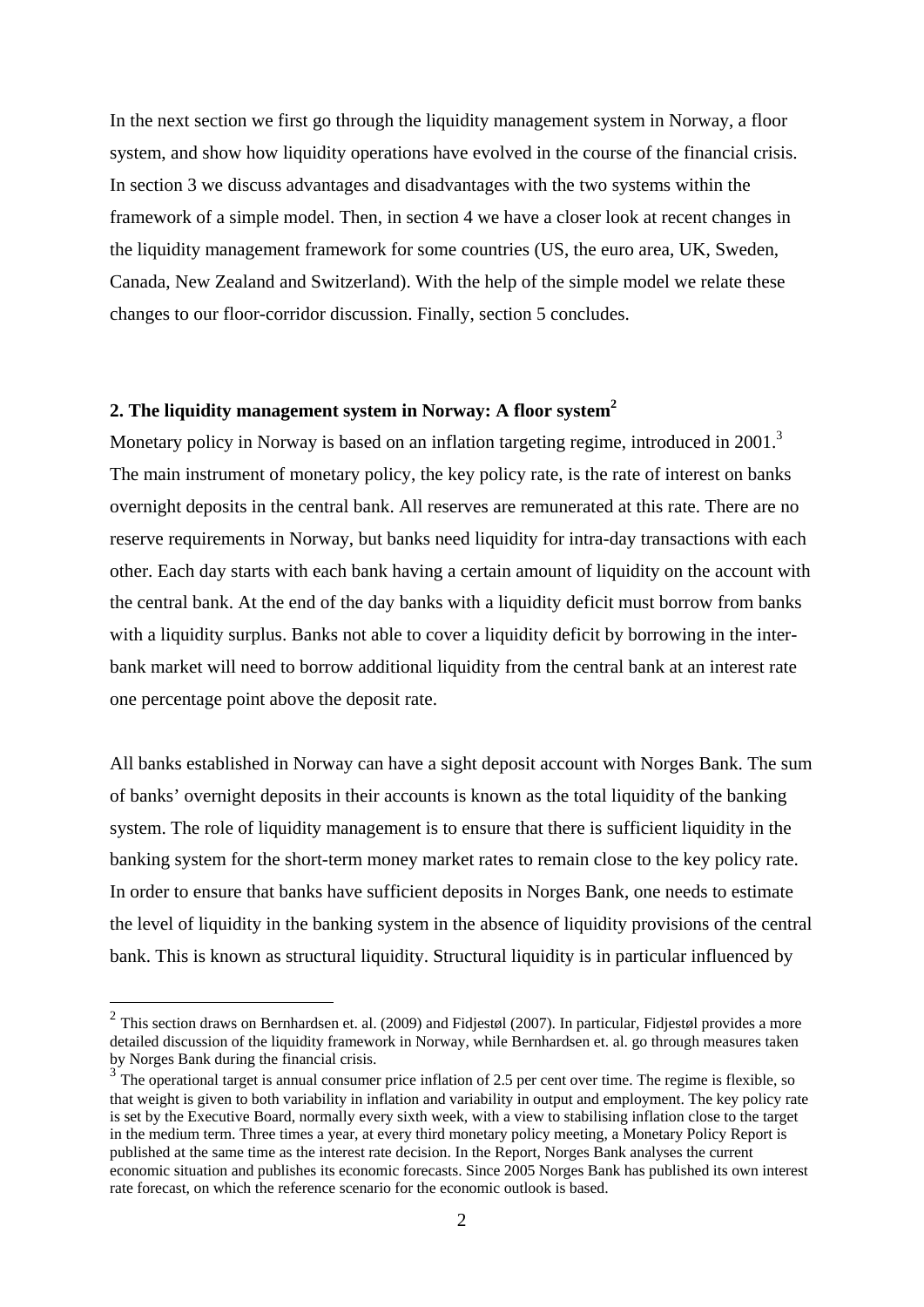In the next section we first go through the liquidity management system in Norway, a floor system, and show how liquidity operations have evolved in the course of the financial crisis. In section 3 we discuss advantages and disadvantages with the two systems within the framework of a simple model. Then, in section 4 we have a closer look at recent changes in the liquidity management framework for some countries (US, the euro area, UK, Sweden, Canada, New Zealand and Switzerland). With the help of the simple model we relate these changes to our floor-corridor discussion. Finally, section 5 concludes.

## 2. The liquidity management system in Norway: A floor system[2]

Monetary policy in Norway is based on an inflation targeting regime, introduced in 2001.[3] The main instrument of monetary policy, the key policy rate, is the rate of interest on banks overnight deposits in the central bank. All reserves are remunerated at this rate. There are no reserve requirements in Norway, but banks need liquidity for intra-day transactions with each other. Each day starts with each bank having a certain amount of liquidity on the account with the central bank. At the end of the day banks with a liquidity deficit must borrow from banks with a liquidity surplus. Banks not able to cover a liquidity deficit by borrowing in the inter-bank market will need to borrow additional liquidity from the central bank at an interest rate one percentage point above the deposit rate.

All banks established in Norway can have a sight deposit account with Norges Bank. The sum of banks' overnight deposits in their accounts is known as the total liquidity of the banking system. The role of liquidity management is to ensure that there is sufficient liquidity in the banking system for the short-term money market rates to remain close to the key policy rate. In order to ensure that banks have sufficient deposits in Norges Bank, one needs to estimate the level of liquidity in the banking system in the absence of liquidity provisions of the central bank. This is known as structural liquidity. Structural liquidity is in particular influenced by

---

[2] This section draws on Bernhardsen et. al. (2009) and Fidjestøl (2007). In particular, Fidjestøl provides a more detailed discussion of the liquidity framework in Norway, while Bernhardsen et. al. go through measures taken by Norges Bank during the financial crisis.

[3] The operational target is annual consumer price inflation of 2.5 per cent over time. The regime is flexible, so that weight is given to both variability in inflation and variability in output and employment. The key policy rate is set by the Executive Board, normally every sixth week, with a view to stabilising inflation close to the target in the medium term. Three times a year, at every third monetary policy meeting, a Monetary Policy Report is published at the same time as the interest rate decision. In the Report, Norges Bank analyses the current economic situation and publishes its economic forecasts. Since 2005 Norges Bank has published its own interest rate forecast, on which the reference scenario for the economic outlook is based.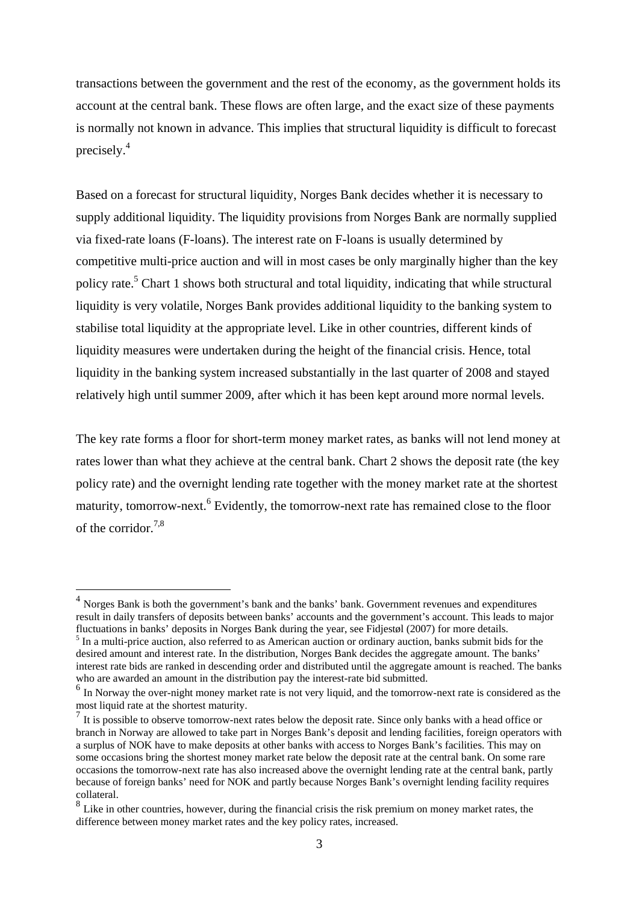transactions between the government and the rest of the economy, as the government holds its account at the central bank. These flows are often large, and the exact size of these payments is normally not known in advance. This implies that structural liquidity is difficult to forecast precisely.[4]

Based on a forecast for structural liquidity, Norges Bank decides whether it is necessary to supply additional liquidity. The liquidity provisions from Norges Bank are normally supplied via fixed-rate loans (F-loans). The interest rate on F-loans is usually determined by competitive multi-price auction and will in most cases be only marginally higher than the key policy rate.[5] Chart 1 shows both structural and total liquidity, indicating that while structural liquidity is very volatile, Norges Bank provides additional liquidity to the banking system to stabilise total liquidity at the appropriate level. Like in other countries, different kinds of liquidity measures were undertaken during the height of the financial crisis. Hence, total liquidity in the banking system increased substantially in the last quarter of 2008 and stayed relatively high until summer 2009, after which it has been kept around more normal levels.

The key rate forms a floor for short-term money market rates, as banks will not lend money at rates lower than what they achieve at the central bank. Chart 2 shows the deposit rate (the key policy rate) and the overnight lending rate together with the money market rate at the shortest maturity, tomorrow-next.[6] Evidently, the tomorrow-next rate has remained close to the floor of the corridor.[7,8]

---

[4] Norges Bank is both the government's bank and the banks' bank. Government revenues and expenditures result in daily transfers of deposits between banks' accounts and the government's account. This leads to major fluctuations in banks' deposits in Norges Bank during the year, see Fidjestøl (2007) for more details.

[5] In a multi-price auction, also referred to as American auction or ordinary auction, banks submit bids for the desired amount and interest rate. In the distribution, Norges Bank decides the aggregate amount. The banks' interest rate bids are ranked in descending order and distributed until the aggregate amount is reached. The banks who are awarded an amount in the distribution pay the interest-rate bid submitted.

[6] In Norway the over-night money market rate is not very liquid, and the tomorrow-next rate is considered as the most liquid rate at the shortest maturity.

[7] It is possible to observe tomorrow-next rates below the deposit rate. Since only banks with a head office or branch in Norway are allowed to take part in Norges Bank's deposit and lending facilities, foreign operators with a surplus of NOK have to make deposits at other banks with access to Norges Bank's facilities. This may on some occasions bring the shortest money market rate below the deposit rate at the central bank. On some rare occasions the tomorrow-next rate has also increased above the overnight lending rate at the central bank, partly because of foreign banks' need for NOK and partly because Norges Bank's overnight lending facility requires collateral.

[8] Like in other countries, however, during the financial crisis the risk premium on money market rates, the difference between money market rates and the key policy rates, increased.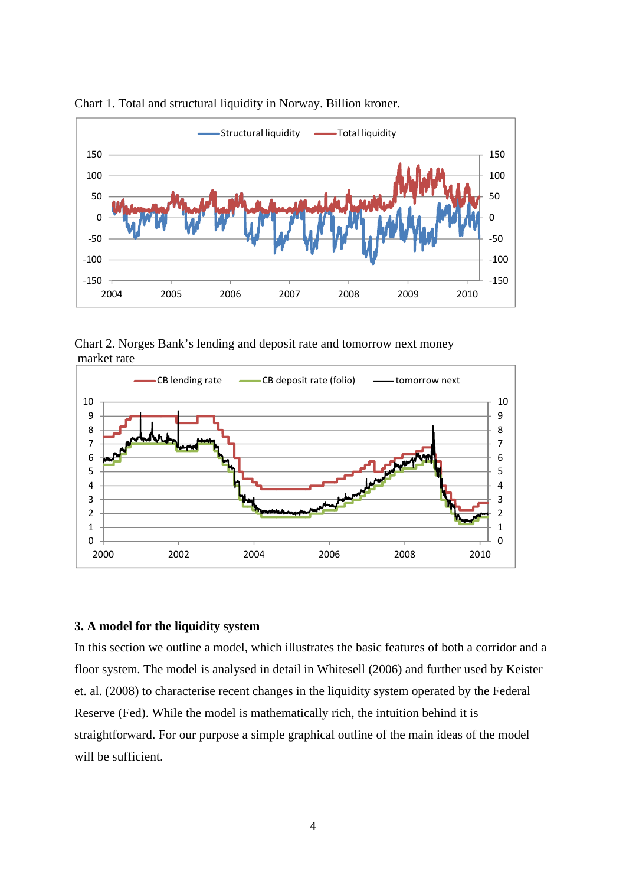Chart 1. Total and structural liquidity in Norway. Billion kroner.

Chart 2. Norges Bank's lending and deposit rate and tomorrow next money market rate

### 3. A model for the liquidity system

In this section we outline a model, which illustrates the basic features of both a corridor and a floor system. The model is analysed in detail in Whitesell (2006) and further used by Keister et. al. (2008) to characterise recent changes in the liquidity system operated by the Federal Reserve (Fed). While the model is mathematically rich, the intuition behind it is straightforward. For our purpose a simple graphical outline of the main ideas of the model will be sufficient.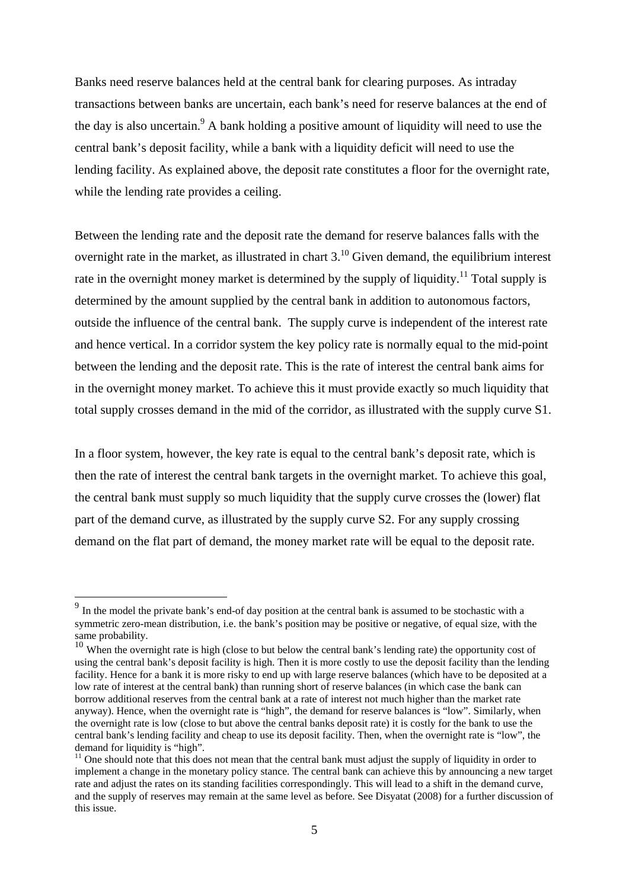Banks need reserve balances held at the central bank for clearing purposes. As intraday transactions between banks are uncertain, each bank's need for reserve balances at the end of the day is also uncertain.[9] A bank holding a positive amount of liquidity will need to use the central bank's deposit facility, while a bank with a liquidity deficit will need to use the lending facility. As explained above, the deposit rate constitutes a floor for the overnight rate, while the lending rate provides a ceiling.

Between the lending rate and the deposit rate the demand for reserve balances falls with the overnight rate in the market, as illustrated in chart 3.[10] Given demand, the equilibrium interest rate in the overnight money market is determined by the supply of liquidity.[11] Total supply is determined by the amount supplied by the central bank in addition to autonomous factors, outside the influence of the central bank. The supply curve is independent of the interest rate and hence vertical. In a corridor system the key policy rate is normally equal to the mid-point between the lending and the deposit rate. This is the rate of interest the central bank aims for in the overnight money market. To achieve this it must provide exactly so much liquidity that total supply crosses demand in the mid of the corridor, as illustrated with the supply curve S1.

In a floor system, however, the key rate is equal to the central bank's deposit rate, which is then the rate of interest the central bank targets in the overnight market. To achieve this goal, the central bank must supply so much liquidity that the supply curve crosses the (lower) flat part of the demand curve, as illustrated by the supply curve S2. For any supply crossing demand on the flat part of demand, the money market rate will be equal to the deposit rate.

---

[9] In the model the private bank's end-of day position at the central bank is assumed to be stochastic with a symmetric zero-mean distribution, i.e. the bank's position may be positive or negative, of equal size, with the same probability.

[10] When the overnight rate is high (close to but below the central bank's lending rate) the opportunity cost of using the central bank's deposit facility is high. Then it is more costly to use the deposit facility than the lending facility. Hence for a bank it is more risky to end up with large reserve balances (which have to be deposited at a low rate of interest at the central bank) than running short of reserve balances (in which case the bank can borrow additional reserves from the central bank at a rate of interest not much higher than the market rate anyway). Hence, when the overnight rate is "high", the demand for reserve balances is "low". Similarly, when the overnight rate is low (close to but above the central banks deposit rate) it is costly for the bank to use the central bank's lending facility and cheap to use its deposit facility. Then, when the overnight rate is "low", the demand for liquidity is "high".

[11] One should note that this does not mean that the central bank must adjust the supply of liquidity in order to implement a change in the monetary policy stance. The central bank can achieve this by announcing a new target rate and adjust the rates on its standing facilities correspondingly. This will lead to a shift in the demand curve, and the supply of reserves may remain at the same level as before. See Disyatat (2008) for a further discussion of this issue.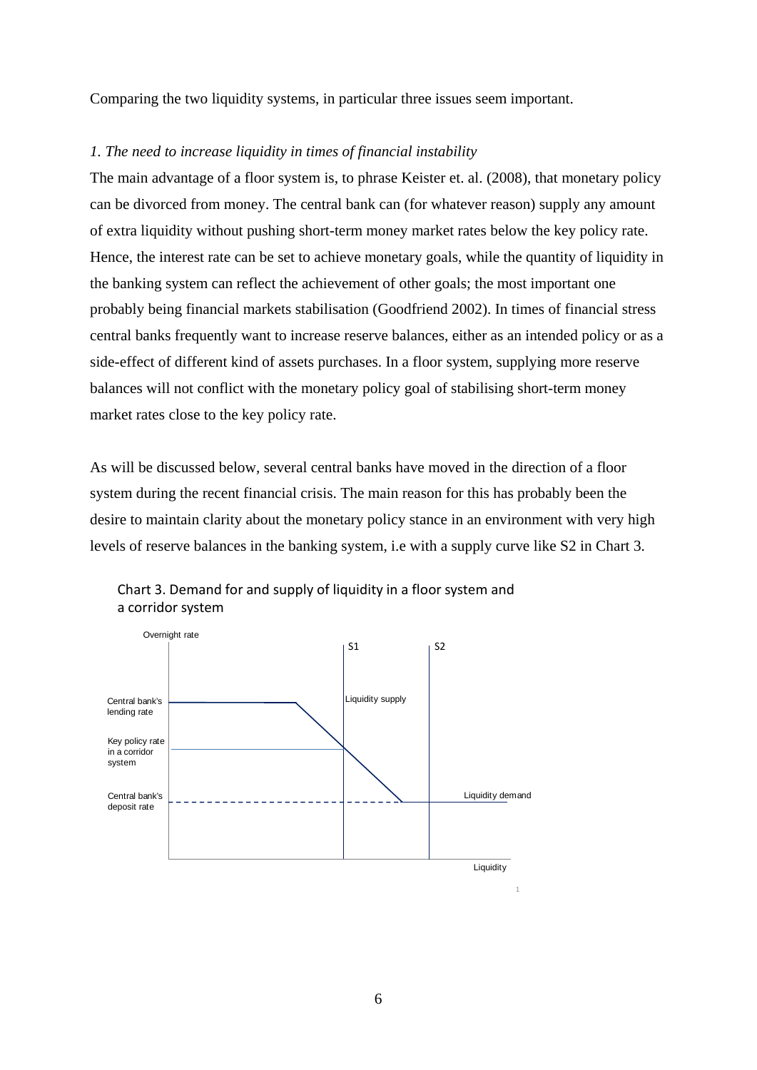Comparing the two liquidity systems, in particular three issues seem important.

*1. The need to increase liquidity in times of financial instability*

The main advantage of a floor system is, to phrase Keister et. al. (2008), that monetary policy can be divorced from money. The central bank can (for whatever reason) supply any amount of extra liquidity without pushing short-term money market rates below the key policy rate. Hence, the interest rate can be set to achieve monetary goals, while the quantity of liquidity in the banking system can reflect the achievement of other goals; the most important one probably being financial markets stabilisation (Goodfriend 2002). In times of financial stress central banks frequently want to increase reserve balances, either as an intended policy or as a side-effect of different kind of assets purchases. In a floor system, supplying more reserve balances will not conflict with the monetary policy goal of stabilising short-term money market rates close to the key policy rate.

As will be discussed below, several central banks have moved in the direction of a floor system during the recent financial crisis. The main reason for this has probably been the desire to maintain clarity about the monetary policy stance in an environment with very high levels of reserve balances in the banking system, i.e with a supply curve like S2 in Chart 3.

Chart 3. Demand for and supply of liquidity in a floor system and a corridor system

Overnight rate

S1 S2

Central bank's lending rate

Liquidity supply

Key policy rate in a corridor system

Central bank's deposit rate

Liquidity demand

Liquidity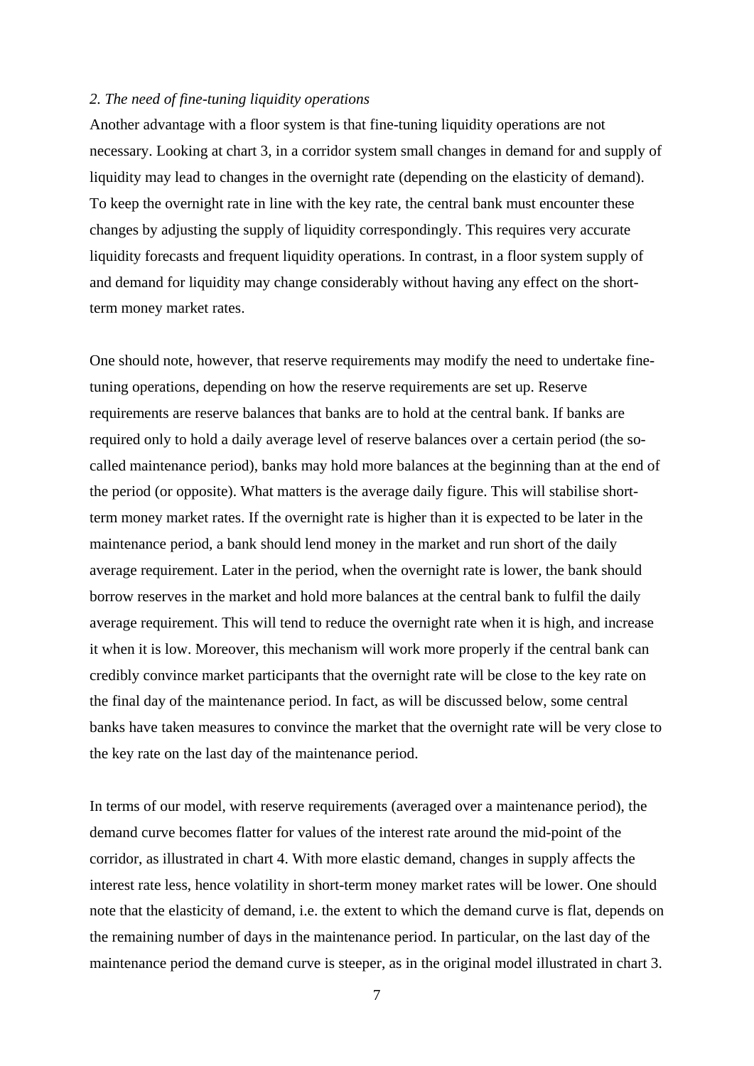*2. The need of fine-tuning liquidity operations*

Another advantage with a floor system is that fine-tuning liquidity operations are not necessary. Looking at chart 3, in a corridor system small changes in demand for and supply of liquidity may lead to changes in the overnight rate (depending on the elasticity of demand). To keep the overnight rate in line with the key rate, the central bank must encounter these changes by adjusting the supply of liquidity correspondingly. This requires very accurate liquidity forecasts and frequent liquidity operations. In contrast, in a floor system supply of and demand for liquidity may change considerably without having any effect on the short-term money market rates.

One should note, however, that reserve requirements may modify the need to undertake fine-tuning operations, depending on how the reserve requirements are set up. Reserve requirements are reserve balances that banks are to hold at the central bank. If banks are required only to hold a daily average level of reserve balances over a certain period (the so-called maintenance period), banks may hold more balances at the beginning than at the end of the period (or opposite). What matters is the average daily figure. This will stabilise short-term money market rates. If the overnight rate is higher than it is expected to be later in the maintenance period, a bank should lend money in the market and run short of the daily average requirement. Later in the period, when the overnight rate is lower, the bank should borrow reserves in the market and hold more balances at the central bank to fulfil the daily average requirement. This will tend to reduce the overnight rate when it is high, and increase it when it is low. Moreover, this mechanism will work more properly if the central bank can credibly convince market participants that the overnight rate will be close to the key rate on the final day of the maintenance period. In fact, as will be discussed below, some central banks have taken measures to convince the market that the overnight rate will be very close to the key rate on the last day of the maintenance period.

In terms of our model, with reserve requirements (averaged over a maintenance period), the demand curve becomes flatter for values of the interest rate around the mid-point of the corridor, as illustrated in chart 4. With more elastic demand, changes in supply affects the interest rate less, hence volatility in short-term money market rates will be lower. One should note that the elasticity of demand, i.e. the extent to which the demand curve is flat, depends on the remaining number of days in the maintenance period. In particular, on the last day of the maintenance period the demand curve is steeper, as in the original model illustrated in chart 3.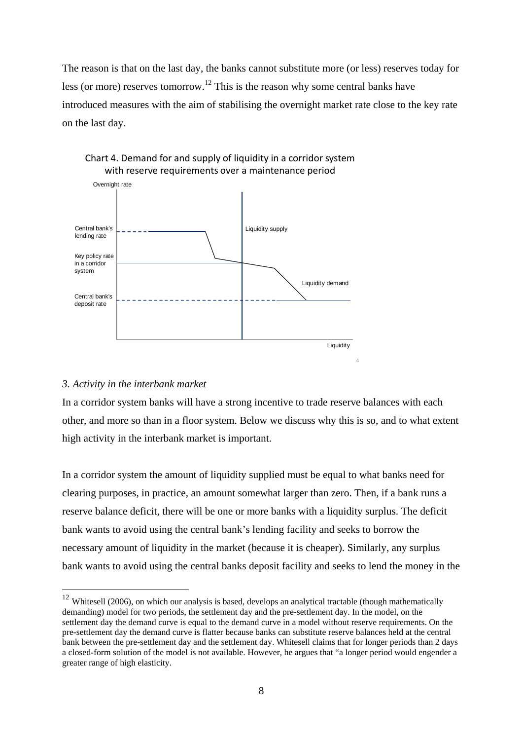The reason is that on the last day, the banks cannot substitute more (or less) reserves today for less (or more) reserves tomorrow.[12] This is the reason why some central banks have introduced measures with the aim of stabilising the overnight market rate close to the key rate on the last day.

Chart 4. Demand for and supply of liquidity in a corridor system with reserve requirements over a maintenance period

### *3. Activity in the interbank market*

In a corridor system banks will have a strong incentive to trade reserve balances with each other, and more so than in a floor system. Below we discuss why this is so, and to what extent high activity in the interbank market is important.

In a corridor system the amount of liquidity supplied must be equal to what banks need for clearing purposes, in practice, an amount somewhat larger than zero. Then, if a bank runs a reserve balance deficit, there will be one or more banks with a liquidity surplus. The deficit bank wants to avoid using the central bank's lending facility and seeks to borrow the necessary amount of liquidity in the market (because it is cheaper). Similarly, any surplus bank wants to avoid using the central banks deposit facility and seeks to lend the money in the

---

[12] Whitesell (2006), on which our analysis is based, develops an analytical tractable (though mathematically demanding) model for two periods, the settlement day and the pre-settlement day. In the model, on the settlement day the demand curve is equal to the demand curve in a model without reserve requirements. On the pre-settlement day the demand curve is flatter because banks can substitute reserve balances held at the central bank between the pre-settlement day and the settlement day. Whitesell claims that for longer periods than 2 days a closed-form solution of the model is not available. However, he argues that "a longer period would engender a greater range of high elasticity.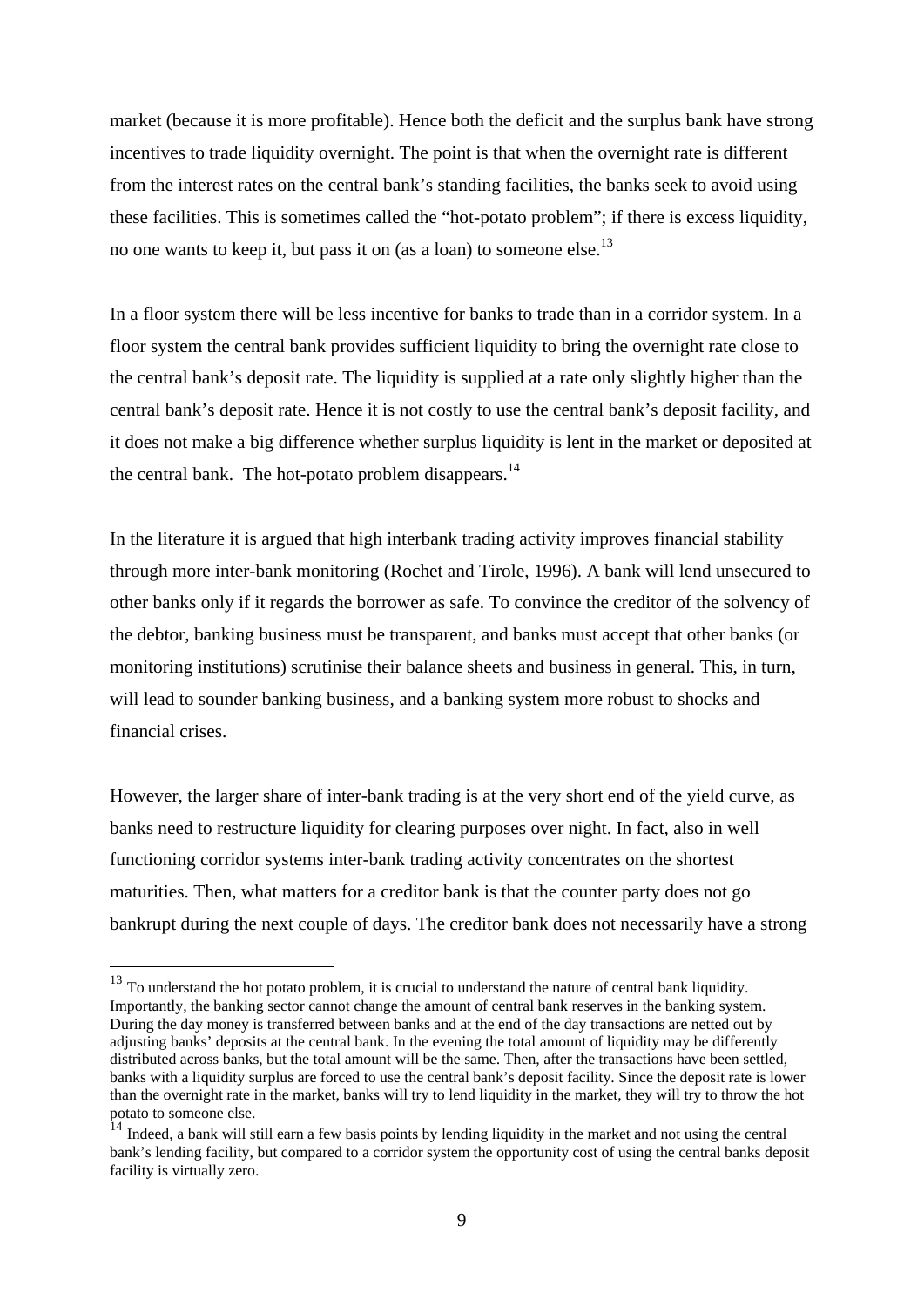market (because it is more profitable). Hence both the deficit and the surplus bank have strong incentives to trade liquidity overnight. The point is that when the overnight rate is different from the interest rates on the central bank's standing facilities, the banks seek to avoid using these facilities. This is sometimes called the "hot-potato problem"; if there is excess liquidity, no one wants to keep it, but pass it on (as a loan) to someone else.[13]

In a floor system there will be less incentive for banks to trade than in a corridor system. In a floor system the central bank provides sufficient liquidity to bring the overnight rate close to the central bank's deposit rate. The liquidity is supplied at a rate only slightly higher than the central bank's deposit rate. Hence it is not costly to use the central bank's deposit facility, and it does not make a big difference whether surplus liquidity is lent in the market or deposited at the central bank. The hot-potato problem disappears.[14]

In the literature it is argued that high interbank trading activity improves financial stability through more inter-bank monitoring (Rochet and Tirole, 1996). A bank will lend unsecured to other banks only if it regards the borrower as safe. To convince the creditor of the solvency of the debtor, banking business must be transparent, and banks must accept that other banks (or monitoring institutions) scrutinise their balance sheets and business in general. This, in turn, will lead to sounder banking business, and a banking system more robust to shocks and financial crises.

However, the larger share of inter-bank trading is at the very short end of the yield curve, as banks need to restructure liquidity for clearing purposes over night. In fact, also in well functioning corridor systems inter-bank trading activity concentrates on the shortest maturities. Then, what matters for a creditor bank is that the counter party does not go bankrupt during the next couple of days. The creditor bank does not necessarily have a strong

---

[13] To understand the hot potato problem, it is crucial to understand the nature of central bank liquidity. Importantly, the banking sector cannot change the amount of central bank reserves in the banking system. During the day money is transferred between banks and at the end of the day transactions are netted out by adjusting banks' deposits at the central bank. In the evening the total amount of liquidity may be differently distributed across banks, but the total amount will be the same. Then, after the transactions have been settled, banks with a liquidity surplus are forced to use the central bank's deposit facility. Since the deposit rate is lower than the overnight rate in the market, banks will try to lend liquidity in the market, they will try to throw the hot potato to someone else.

[14] Indeed, a bank will still earn a few basis points by lending liquidity in the market and not using the central bank's lending facility, but compared to a corridor system the opportunity cost of using the central banks deposit facility is virtually zero.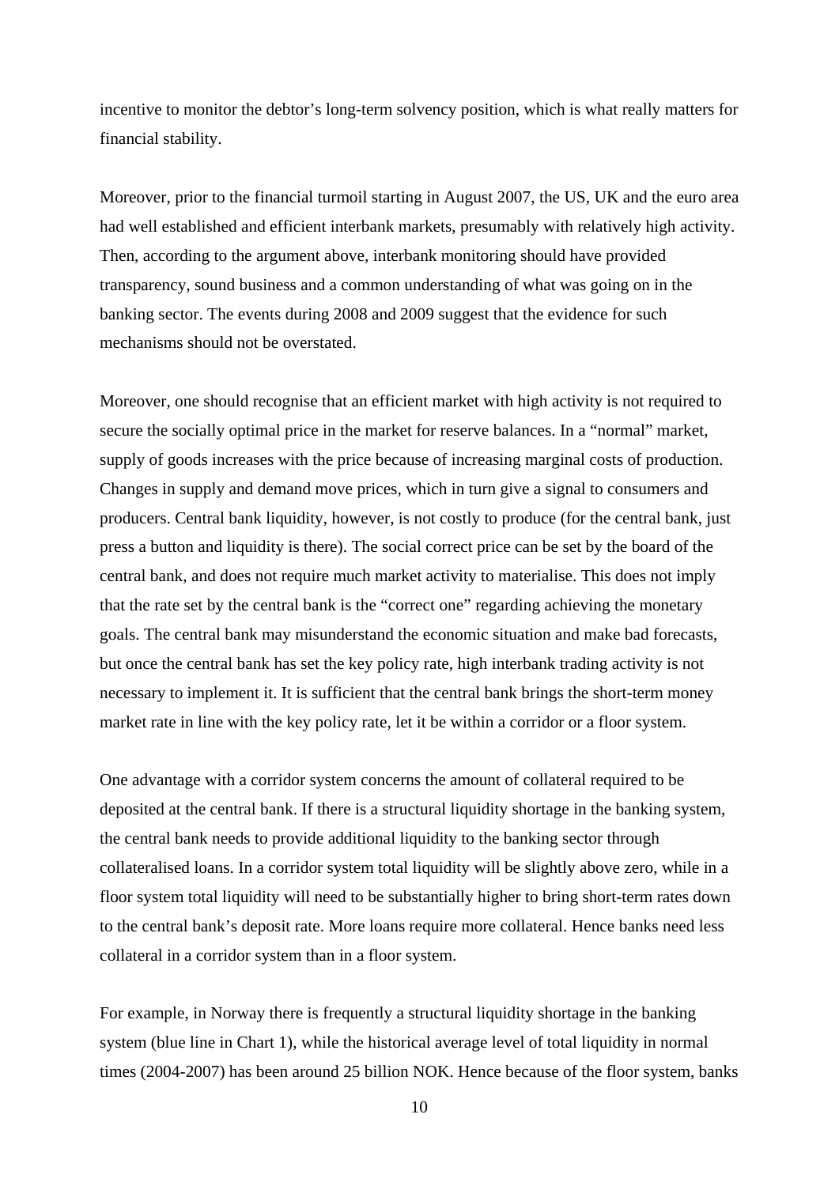incentive to monitor the debtor's long-term solvency position, which is what really matters for financial stability.

Moreover, prior to the financial turmoil starting in August 2007, the US, UK and the euro area had well established and efficient interbank markets, presumably with relatively high activity. Then, according to the argument above, interbank monitoring should have provided transparency, sound business and a common understanding of what was going on in the banking sector. The events during 2008 and 2009 suggest that the evidence for such mechanisms should not be overstated.

Moreover, one should recognise that an efficient market with high activity is not required to secure the socially optimal price in the market for reserve balances. In a "normal" market, supply of goods increases with the price because of increasing marginal costs of production. Changes in supply and demand move prices, which in turn give a signal to consumers and producers. Central bank liquidity, however, is not costly to produce (for the central bank, just press a button and liquidity is there). The social correct price can be set by the board of the central bank, and does not require much market activity to materialise. This does not imply that the rate set by the central bank is the "correct one" regarding achieving the monetary goals. The central bank may misunderstand the economic situation and make bad forecasts, but once the central bank has set the key policy rate, high interbank trading activity is not necessary to implement it. It is sufficient that the central bank brings the short-term money market rate in line with the key policy rate, let it be within a corridor or a floor system.

One advantage with a corridor system concerns the amount of collateral required to be deposited at the central bank. If there is a structural liquidity shortage in the banking system, the central bank needs to provide additional liquidity to the banking sector through collateralised loans. In a corridor system total liquidity will be slightly above zero, while in a floor system total liquidity will need to be substantially higher to bring short-term rates down to the central bank's deposit rate. More loans require more collateral. Hence banks need less collateral in a corridor system than in a floor system.

For example, in Norway there is frequently a structural liquidity shortage in the banking system (blue line in Chart 1), while the historical average level of total liquidity in normal times (2004-2007) has been around 25 billion NOK. Hence because of the floor system, banks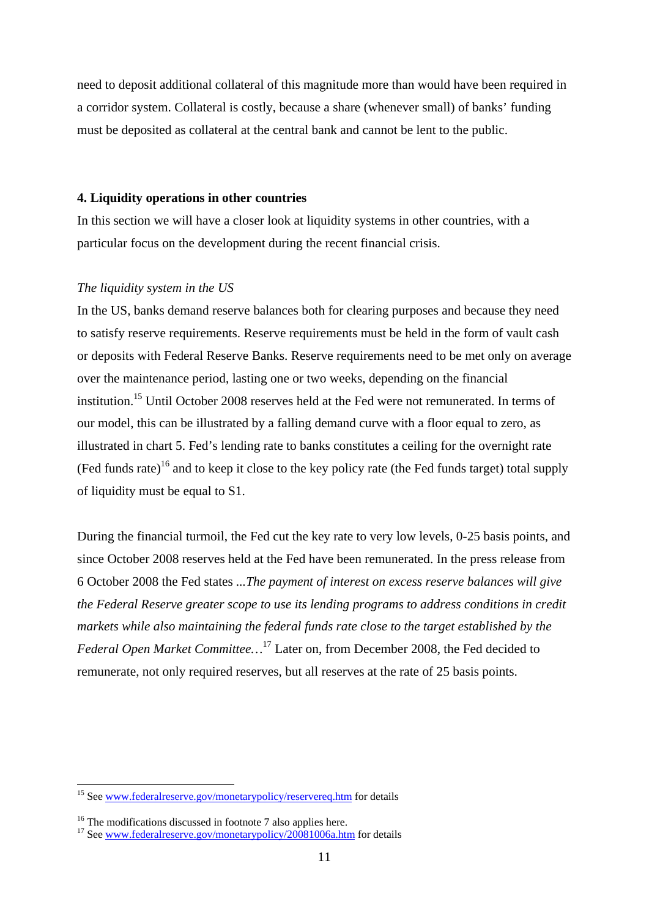need to deposit additional collateral of this magnitude more than would have been required in a corridor system. Collateral is costly, because a share (whenever small) of banks' funding must be deposited as collateral at the central bank and cannot be lent to the public.

### 4. Liquidity operations in other countries

In this section we will have a closer look at liquidity systems in other countries, with a particular focus on the development during the recent financial crisis.

*The liquidity system in the US*

In the US, banks demand reserve balances both for clearing purposes and because they need to satisfy reserve requirements. Reserve requirements must be held in the form of vault cash or deposits with Federal Reserve Banks. Reserve requirements need to be met only on average over the maintenance period, lasting one or two weeks, depending on the financial institution.[15] Until October 2008 reserves held at the Fed were not remunerated. In terms of our model, this can be illustrated by a falling demand curve with a floor equal to zero, as illustrated in chart 5. Fed's lending rate to banks constitutes a ceiling for the overnight rate (Fed funds rate)[16] and to keep it close to the key policy rate (the Fed funds target) total supply of liquidity must be equal to S1.

During the financial turmoil, the Fed cut the key rate to very low levels, 0-25 basis points, and since October 2008 reserves held at the Fed have been remunerated. In the press release from 6 October 2008 the Fed states ...*The payment of interest on excess reserve balances will give the Federal Reserve greater scope to use its lending programs to address conditions in credit markets while also maintaining the federal funds rate close to the target established by the Federal Open Market Committee…*[17] Later on, from December 2008, the Fed decided to remunerate, not only required reserves, but all reserves at the rate of 25 basis points.

---

[15] See www.federalreserve.gov/monetarypolicy/reservereq.htm for details

[16] The modifications discussed in footnote 7 also applies here.

[17] See www.federalreserve.gov/monetarypolicy/20081006a.htm for details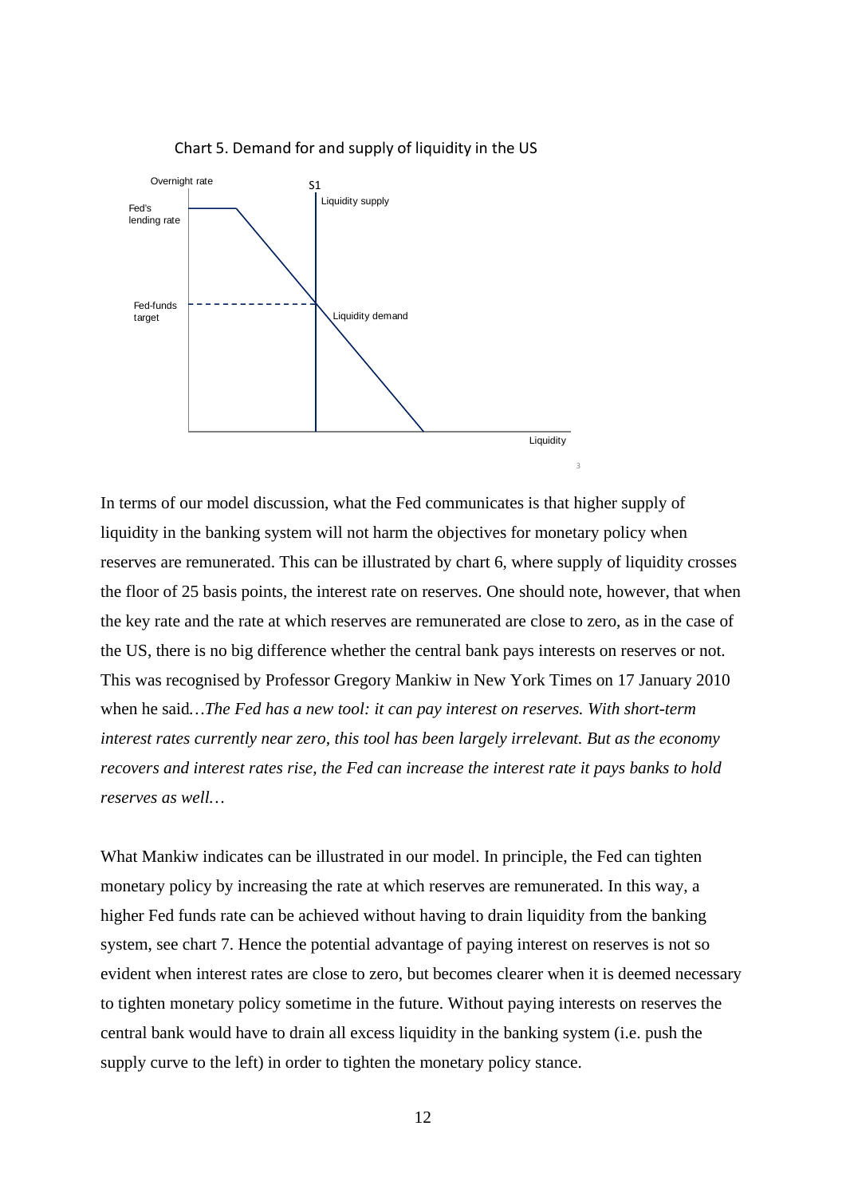Chart 5. Demand for and supply of liquidity in the US

In terms of our model discussion, what the Fed communicates is that higher supply of liquidity in the banking system will not harm the objectives for monetary policy when reserves are remunerated. This can be illustrated by chart 6, where supply of liquidity crosses the floor of 25 basis points, the interest rate on reserves. One should note, however, that when the key rate and the rate at which reserves are remunerated are close to zero, as in the case of the US, there is no big difference whether the central bank pays interests on reserves or not. This was recognised by Professor Gregory Mankiw in New York Times on 17 January 2010 when he said…*The Fed has a new tool: it can pay interest on reserves. With short-term interest rates currently near zero, this tool has been largely irrelevant. But as the economy recovers and interest rates rise, the Fed can increase the interest rate it pays banks to hold reserves as well…*

What Mankiw indicates can be illustrated in our model. In principle, the Fed can tighten monetary policy by increasing the rate at which reserves are remunerated. In this way, a higher Fed funds rate can be achieved without having to drain liquidity from the banking system, see chart 7. Hence the potential advantage of paying interest on reserves is not so evident when interest rates are close to zero, but becomes clearer when it is deemed necessary to tighten monetary policy sometime in the future. Without paying interests on reserves the central bank would have to drain all excess liquidity in the banking system (i.e. push the supply curve to the left) in order to tighten the monetary policy stance.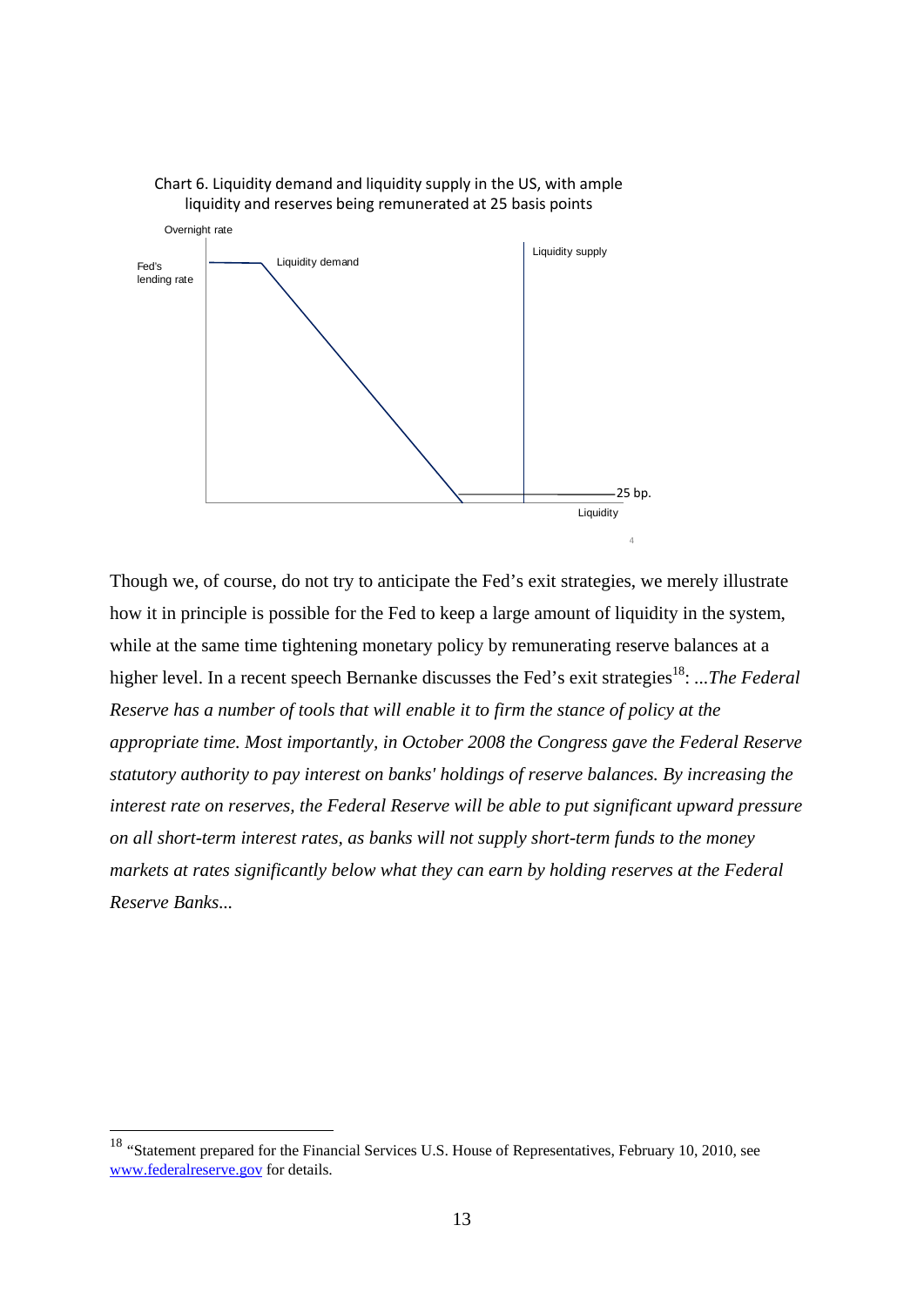Chart 6. Liquidity demand and liquidity supply in the US, with ample liquidity and reserves being remunerated at 25 basis points

Though we, of course, do not try to anticipate the Fed's exit strategies, we merely illustrate how it in principle is possible for the Fed to keep a large amount of liquidity in the system, while at the same time tightening monetary policy by remunerating reserve balances at a higher level. In a recent speech Bernanke discusses the Fed's exit strategies[18]: *...The Federal Reserve has a number of tools that will enable it to firm the stance of policy at the appropriate time. Most importantly, in October 2008 the Congress gave the Federal Reserve statutory authority to pay interest on banks' holdings of reserve balances. By increasing the interest rate on reserves, the Federal Reserve will be able to put significant upward pressure on all short-term interest rates, as banks will not supply short-term funds to the money markets at rates significantly below what they can earn by holding reserves at the Federal Reserve Banks...*

---

[18] "Statement prepared for the Financial Services U.S. House of Representatives, February 10, 2010, see www.federalreserve.gov for details.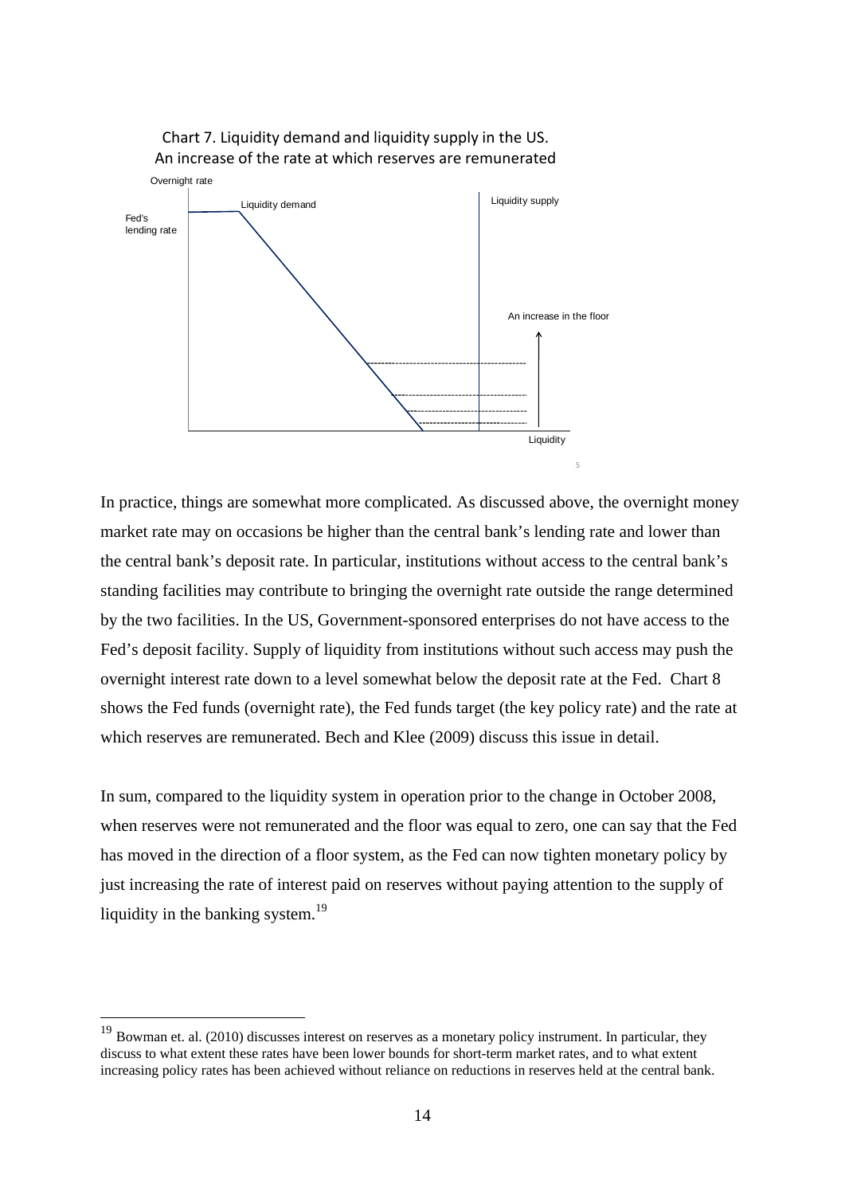Chart 7. Liquidity demand and liquidity supply in the US. An increase of the rate at which reserves are remunerated

Overnight rate

Fed's lending rate

Liquidity demand

Liquidity supply

An increase in the floor

Liquidity

In practice, things are somewhat more complicated. As discussed above, the overnight money market rate may on occasions be higher than the central bank's lending rate and lower than the central bank's deposit rate. In particular, institutions without access to the central bank's standing facilities may contribute to bringing the overnight rate outside the range determined by the two facilities. In the US, Government-sponsored enterprises do not have access to the Fed's deposit facility. Supply of liquidity from institutions without such access may push the overnight interest rate down to a level somewhat below the deposit rate at the Fed. Chart 8 shows the Fed funds (overnight rate), the Fed funds target (the key policy rate) and the rate at which reserves are remunerated. Bech and Klee (2009) discuss this issue in detail.

In sum, compared to the liquidity system in operation prior to the change in October 2008, when reserves were not remunerated and the floor was equal to zero, one can say that the Fed has moved in the direction of a floor system, as the Fed can now tighten monetary policy by just increasing the rate of interest paid on reserves without paying attention to the supply of liquidity in the banking system.[19]

[19] Bowman et. al. (2010) discusses interest on reserves as a monetary policy instrument. In particular, they discuss to what extent these rates have been lower bounds for short-term market rates, and to what extent increasing policy rates has been achieved without reliance on reductions in reserves held at the central bank.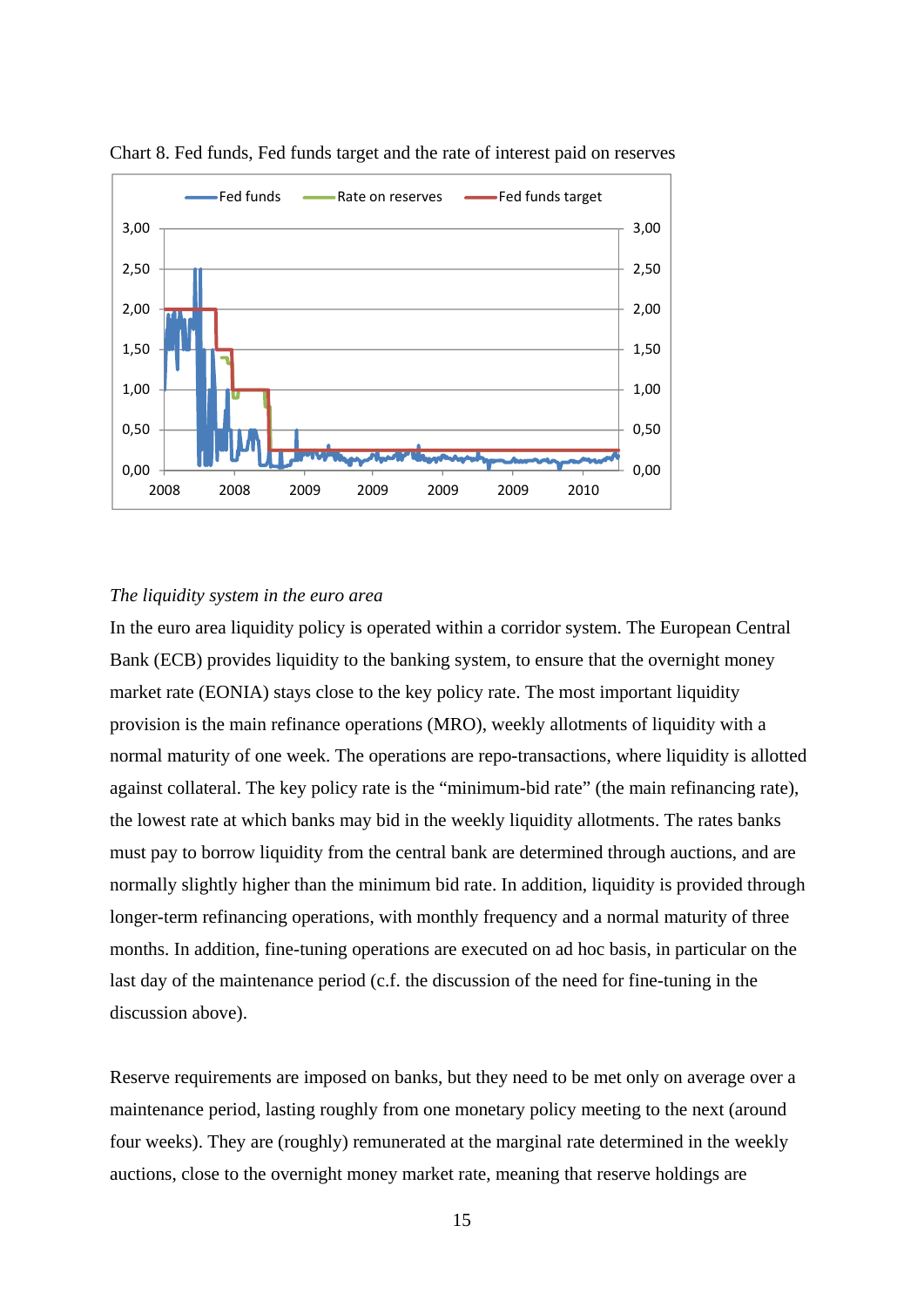Chart 8. Fed funds, Fed funds target and the rate of interest paid on reserves

*The liquidity system in the euro area*

In the euro area liquidity policy is operated within a corridor system. The European Central Bank (ECB) provides liquidity to the banking system, to ensure that the overnight money market rate (EONIA) stays close to the key policy rate. The most important liquidity provision is the main refinance operations (MRO), weekly allotments of liquidity with a normal maturity of one week. The operations are repo-transactions, where liquidity is allotted against collateral. The key policy rate is the "minimum-bid rate" (the main refinancing rate), the lowest rate at which banks may bid in the weekly liquidity allotments. The rates banks must pay to borrow liquidity from the central bank are determined through auctions, and are normally slightly higher than the minimum bid rate. In addition, liquidity is provided through longer-term refinancing operations, with monthly frequency and a normal maturity of three months. In addition, fine-tuning operations are executed on ad hoc basis, in particular on the last day of the maintenance period (c.f. the discussion of the need for fine-tuning in the discussion above).

Reserve requirements are imposed on banks, but they need to be met only on average over a maintenance period, lasting roughly from one monetary policy meeting to the next (around four weeks). They are (roughly) remunerated at the marginal rate determined in the weekly auctions, close to the overnight money market rate, meaning that reserve holdings are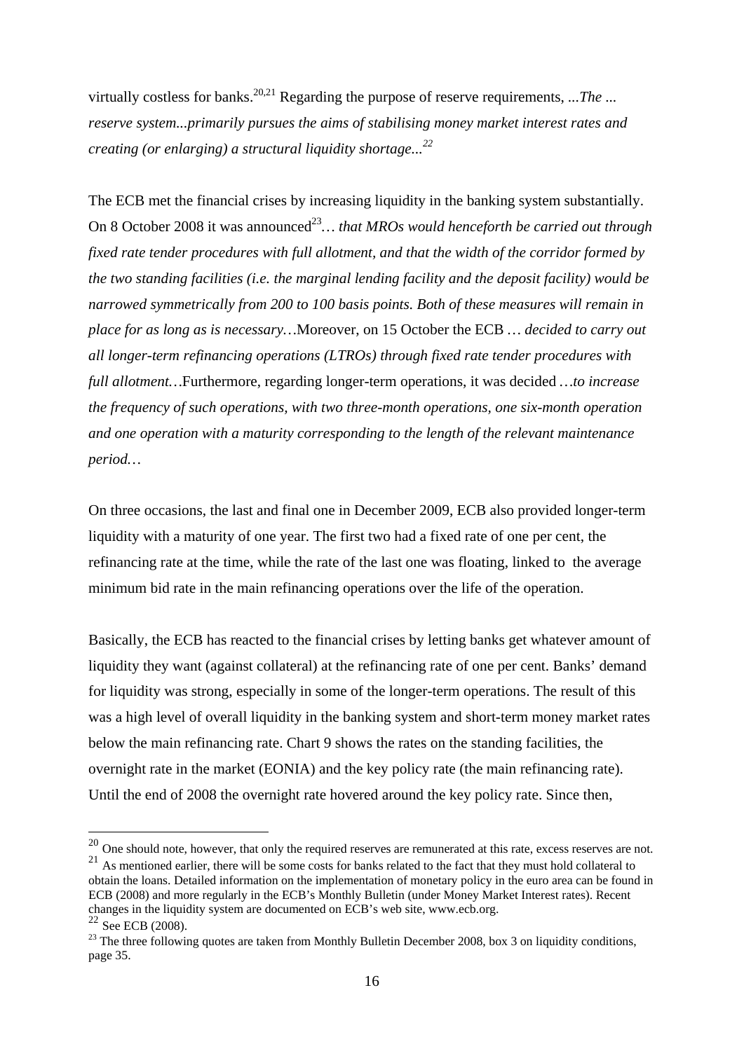virtually costless for banks.[20,21] Regarding the purpose of reserve requirements, ...*The ... reserve system...primarily pursues the aims of stabilising money market interest rates and creating (or enlarging) a structural liquidity shortage...*[22]

The ECB met the financial crises by increasing liquidity in the banking system substantially. On 8 October 2008 it was announced[23]… *that MROs would henceforth be carried out through fixed rate tender procedures with full allotment, and that the width of the corridor formed by the two standing facilities (i.e. the marginal lending facility and the deposit facility) would be narrowed symmetrically from 200 to 100 basis points. Both of these measures will remain in place for as long as is necessary…*Moreover, on 15 October the ECB … *decided to carry out all longer-term refinancing operations (LTROs) through fixed rate tender procedures with full allotment…*Furthermore, regarding longer-term operations, it was decided …*to increase the frequency of such operations, with two three-month operations, one six-month operation and one operation with a maturity corresponding to the length of the relevant maintenance period…*

On three occasions, the last and final one in December 2009, ECB also provided longer-term liquidity with a maturity of one year. The first two had a fixed rate of one per cent, the refinancing rate at the time, while the rate of the last one was floating, linked to the average minimum bid rate in the main refinancing operations over the life of the operation.

Basically, the ECB has reacted to the financial crises by letting banks get whatever amount of liquidity they want (against collateral) at the refinancing rate of one per cent. Banks' demand for liquidity was strong, especially in some of the longer-term operations. The result of this was a high level of overall liquidity in the banking system and short-term money market rates below the main refinancing rate. Chart 9 shows the rates on the standing facilities, the overnight rate in the market (EONIA) and the key policy rate (the main refinancing rate). Until the end of 2008 the overnight rate hovered around the key policy rate. Since then,

---

[20] One should note, however, that only the required reserves are remunerated at this rate, excess reserves are not.

[21] As mentioned earlier, there will be some costs for banks related to the fact that they must hold collateral to obtain the loans. Detailed information on the implementation of monetary policy in the euro area can be found in ECB (2008) and more regularly in the ECB's Monthly Bulletin (under Money Market Interest rates). Recent changes in the liquidity system are documented on ECB's web site, www.ecb.org.

[22] See ECB (2008).

[23] The three following quotes are taken from Monthly Bulletin December 2008, box 3 on liquidity conditions, page 35.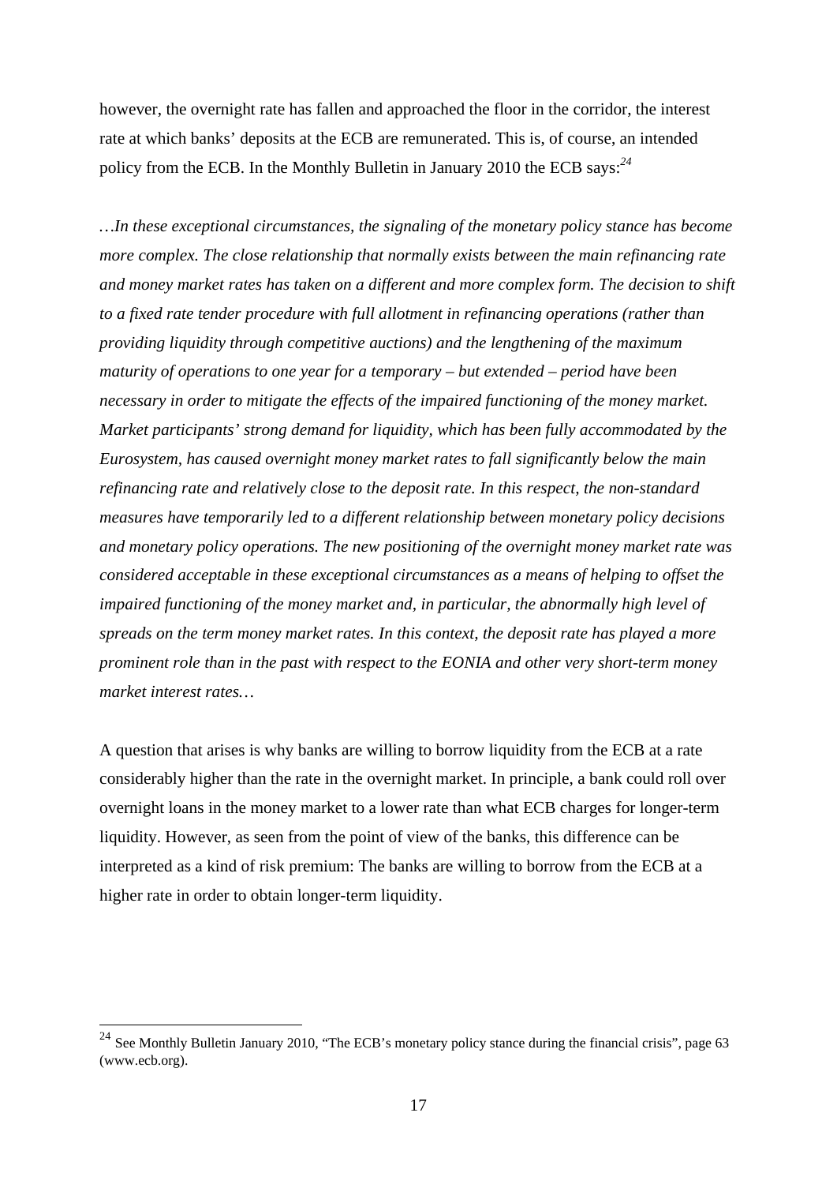however, the overnight rate has fallen and approached the floor in the corridor, the interest rate at which banks' deposits at the ECB are remunerated. This is, of course, an intended policy from the ECB. In the Monthly Bulletin in January 2010 the ECB says:[24]

*…In these exceptional circumstances, the signaling of the monetary policy stance has become more complex. The close relationship that normally exists between the main refinancing rate and money market rates has taken on a different and more complex form. The decision to shift to a fixed rate tender procedure with full allotment in refinancing operations (rather than providing liquidity through competitive auctions) and the lengthening of the maximum maturity of operations to one year for a temporary – but extended – period have been necessary in order to mitigate the effects of the impaired functioning of the money market. Market participants' strong demand for liquidity, which has been fully accommodated by the Eurosystem, has caused overnight money market rates to fall significantly below the main refinancing rate and relatively close to the deposit rate. In this respect, the non-standard measures have temporarily led to a different relationship between monetary policy decisions and monetary policy operations. The new positioning of the overnight money market rate was considered acceptable in these exceptional circumstances as a means of helping to offset the impaired functioning of the money market and, in particular, the abnormally high level of spreads on the term money market rates. In this context, the deposit rate has played a more prominent role than in the past with respect to the EONIA and other very short-term money market interest rates…*

A question that arises is why banks are willing to borrow liquidity from the ECB at a rate considerably higher than the rate in the overnight market. In principle, a bank could roll over overnight loans in the money market to a lower rate than what ECB charges for longer-term liquidity. However, as seen from the point of view of the banks, this difference can be interpreted as a kind of risk premium: The banks are willing to borrow from the ECB at a higher rate in order to obtain longer-term liquidity.

---

[24] See Monthly Bulletin January 2010, "The ECB's monetary policy stance during the financial crisis", page 63 (www.ecb.org).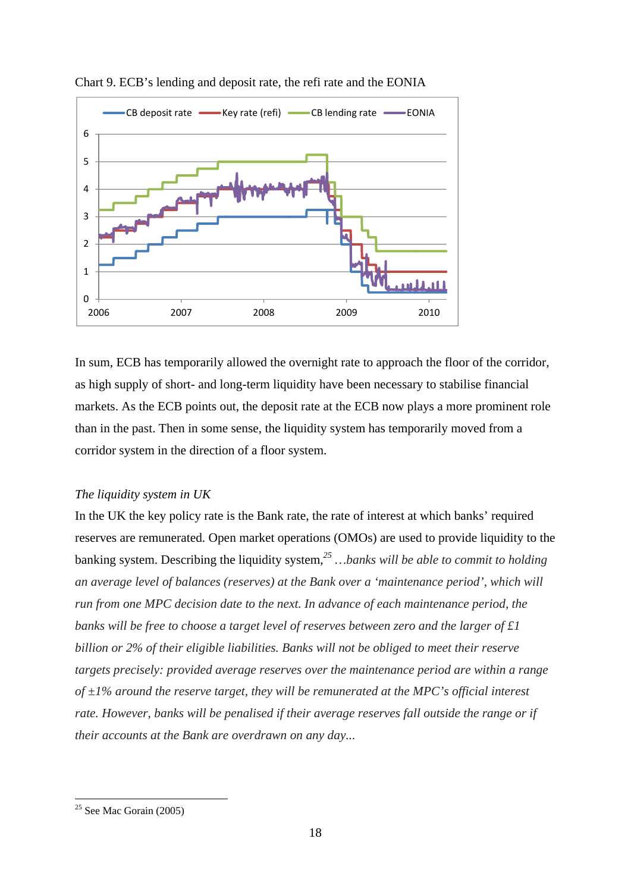Chart 9. ECB's lending and deposit rate, the refi rate and the EONIA

In sum, ECB has temporarily allowed the overnight rate to approach the floor of the corridor, as high supply of short- and long-term liquidity have been necessary to stabilise financial markets. As the ECB points out, the deposit rate at the ECB now plays a more prominent role than in the past. Then in some sense, the liquidity system has temporarily moved from a corridor system in the direction of a floor system.

*The liquidity system in UK*

In the UK the key policy rate is the Bank rate, the rate of interest at which banks' required reserves are remunerated. Open market operations (OMOs) are used to provide liquidity to the banking system. Describing the liquidity system,[25] *…banks will be able to commit to holding an average level of balances (reserves) at the Bank over a 'maintenance period', which will run from one MPC decision date to the next. In advance of each maintenance period, the banks will be free to choose a target level of reserves between zero and the larger of £1 billion or 2% of their eligible liabilities. Banks will not be obliged to meet their reserve targets precisely: provided average reserves over the maintenance period are within a range of ±1% around the reserve target, they will be remunerated at the MPC's official interest rate. However, banks will be penalised if their average reserves fall outside the range or if their accounts at the Bank are overdrawn on any day...*

[25] See Mac Gorain (2005)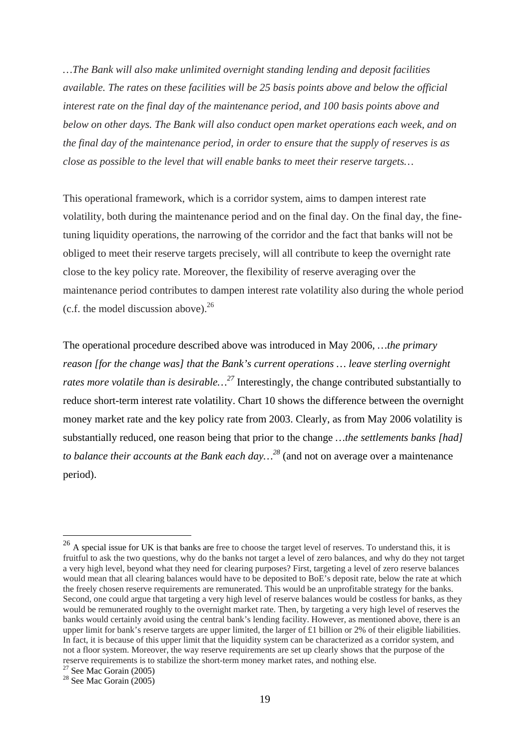*…The Bank will also make unlimited overnight standing lending and deposit facilities available. The rates on these facilities will be 25 basis points above and below the official interest rate on the final day of the maintenance period, and 100 basis points above and below on other days. The Bank will also conduct open market operations each week, and on the final day of the maintenance period, in order to ensure that the supply of reserves is as close as possible to the level that will enable banks to meet their reserve targets…*

This operational framework, which is a corridor system, aims to dampen interest rate volatility, both during the maintenance period and on the final day. On the final day, the fine-tuning liquidity operations, the narrowing of the corridor and the fact that banks will not be obliged to meet their reserve targets precisely, will all contribute to keep the overnight rate close to the key policy rate. Moreover, the flexibility of reserve averaging over the maintenance period contributes to dampen interest rate volatility also during the whole period (c.f. the model discussion above).[26]

The operational procedure described above was introduced in May 2006, *…the primary reason [for the change was] that the Bank's current operations … leave sterling overnight rates more volatile than is desirable…*[27] Interestingly, the change contributed substantially to reduce short-term interest rate volatility. Chart 10 shows the difference between the overnight money market rate and the key policy rate from 2003. Clearly, as from May 2006 volatility is substantially reduced, one reason being that prior to the change *…the settlements banks [had] to balance their accounts at the Bank each day…*[28] (and not on average over a maintenance period).

---

[26] A special issue for UK is that banks are free to choose the target level of reserves. To understand this, it is fruitful to ask the two questions, why do the banks not target a level of zero balances, and why do they not target a very high level, beyond what they need for clearing purposes? First, targeting a level of zero reserve balances would mean that all clearing balances would have to be deposited to BoE's deposit rate, below the rate at which the freely chosen reserve requirements are remunerated. This would be an unprofitable strategy for the banks. Second, one could argue that targeting a very high level of reserve balances would be costless for banks, as they would be remunerated roughly to the overnight market rate. Then, by targeting a very high level of reserves the banks would certainly avoid using the central bank's lending facility. However, as mentioned above, there is an upper limit for bank's reserve targets are upper limited, the larger of £1 billion or 2% of their eligible liabilities. In fact, it is because of this upper limit that the liquidity system can be characterized as a corridor system, and not a floor system. Moreover, the way reserve requirements are set up clearly shows that the purpose of the reserve requirements is to stabilize the short-term money market rates, and nothing else.

[27] See Mac Gorain (2005)

[28] See Mac Gorain (2005)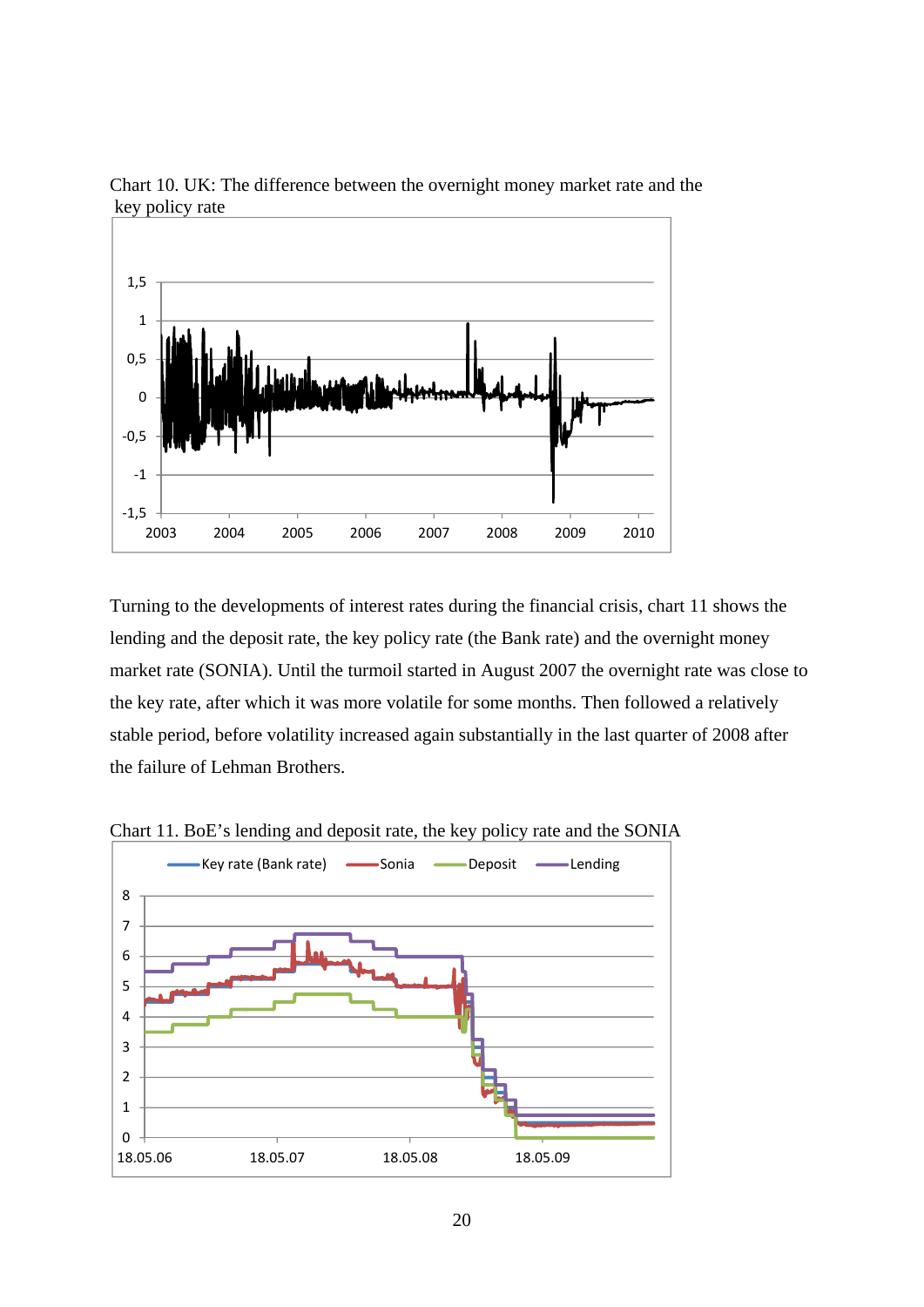Chart 10. UK: The difference between the overnight money market rate and the key policy rate

Turning to the developments of interest rates during the financial crisis, chart 11 shows the lending and the deposit rate, the key policy rate (the Bank rate) and the overnight money market rate (SONIA). Until the turmoil started in August 2007 the overnight rate was close to the key rate, after which it was more volatile for some months. Then followed a relatively stable period, before volatility increased again substantially in the last quarter of 2008 after the failure of Lehman Brothers.

Chart 11. BoE's lending and deposit rate, the key policy rate and the SONIA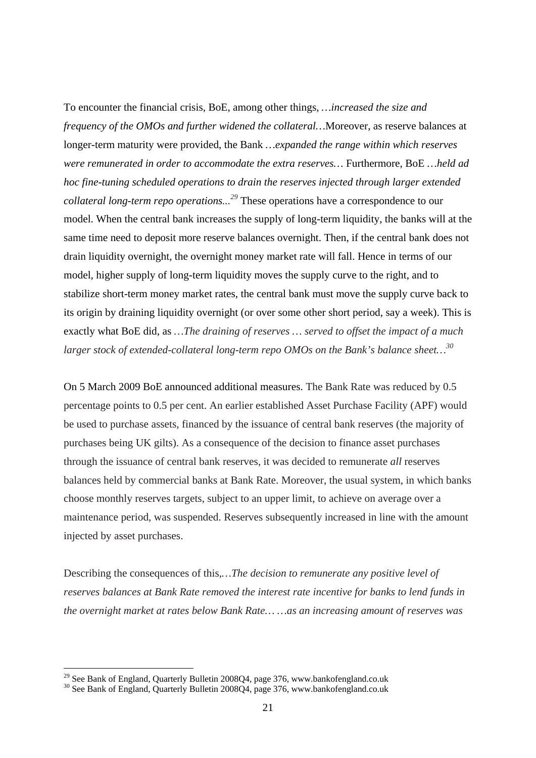To encounter the financial crisis, BoE, among other things, …*increased the size and frequency of the OMOs and further widened the collateral…*Moreover, as reserve balances at longer-term maturity were provided, the Bank …*expanded the range within which reserves were remunerated in order to accommodate the extra reserves…* Furthermore, BoE …*held ad hoc fine-tuning scheduled operations to drain the reserves injected through larger extended collateral long-term repo operations...*[29] These operations have a correspondence to our model. When the central bank increases the supply of long-term liquidity, the banks will at the same time need to deposit more reserve balances overnight. Then, if the central bank does not drain liquidity overnight, the overnight money market rate will fall. Hence in terms of our model, higher supply of long-term liquidity moves the supply curve to the right, and to stabilize short-term money market rates, the central bank must move the supply curve back to its origin by draining liquidity overnight (or over some other short period, say a week). This is exactly what BoE did, as …*The draining of reserves … served to offset the impact of a much larger stock of extended-collateral long-term repo OMOs on the Bank's balance sheet…*[30]

On 5 March 2009 BoE announced additional measures. The Bank Rate was reduced by 0.5 percentage points to 0.5 per cent. An earlier established Asset Purchase Facility (APF) would be used to purchase assets, financed by the issuance of central bank reserves (the majority of purchases being UK gilts). As a consequence of the decision to finance asset purchases through the issuance of central bank reserves, it was decided to remunerate *all* reserves balances held by commercial banks at Bank Rate. Moreover, the usual system, in which banks choose monthly reserves targets, subject to an upper limit, to achieve on average over a maintenance period, was suspended. Reserves subsequently increased in line with the amount injected by asset purchases.

Describing the consequences of this,…*The decision to remunerate any positive level of reserves balances at Bank Rate removed the interest rate incentive for banks to lend funds in the overnight market at rates below Bank Rate.… …as an increasing amount of reserves was*

[29] See Bank of England, Quarterly Bulletin 2008Q4, page 376, www.bankofengland.co.uk

[30] See Bank of England, Quarterly Bulletin 2008Q4, page 376, www.bankofengland.co.uk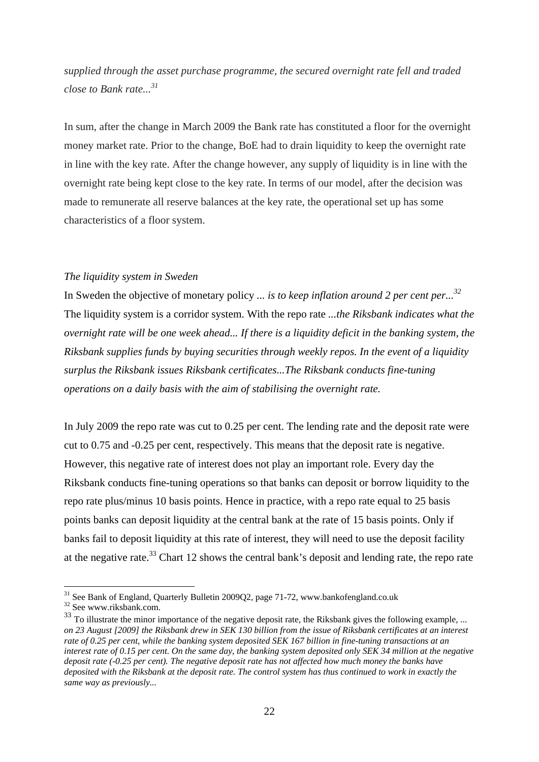*supplied through the asset purchase programme, the secured overnight rate fell and traded close to Bank rate...*[31]

In sum, after the change in March 2009 the Bank rate has constituted a floor for the overnight money market rate. Prior to the change, BoE had to drain liquidity to keep the overnight rate in line with the key rate. After the change however, any supply of liquidity is in line with the overnight rate being kept close to the key rate. In terms of our model, after the decision was made to remunerate all reserve balances at the key rate, the operational set up has some characteristics of a floor system.

*The liquidity system in Sweden*

In Sweden the objective of monetary policy *... is to keep inflation around 2 per cent per...*[32] The liquidity system is a corridor system. With the repo rate *...the Riksbank indicates what the overnight rate will be one week ahead... If there is a liquidity deficit in the banking system, the Riksbank supplies funds by buying securities through weekly repos. In the event of a liquidity surplus the Riksbank issues Riksbank certificates...The Riksbank conducts fine-tuning operations on a daily basis with the aim of stabilising the overnight rate.*

In July 2009 the repo rate was cut to 0.25 per cent. The lending rate and the deposit rate were cut to 0.75 and -0.25 per cent, respectively. This means that the deposit rate is negative. However, this negative rate of interest does not play an important role. Every day the Riksbank conducts fine-tuning operations so that banks can deposit or borrow liquidity to the repo rate plus/minus 10 basis points. Hence in practice, with a repo rate equal to 25 basis points banks can deposit liquidity at the central bank at the rate of 15 basis points. Only if banks fail to deposit liquidity at this rate of interest, they will need to use the deposit facility at the negative rate.[33] Chart 12 shows the central bank's deposit and lending rate, the repo rate

---

[31] See Bank of England, Quarterly Bulletin 2009Q2, page 71-72, www.bankofengland.co.uk

[32] See www.riksbank.com.

[33] To illustrate the minor importance of the negative deposit rate, the Riksbank gives the following example, *... on 23 August [2009] the Riksbank drew in SEK 130 billion from the issue of Riksbank certificates at an interest rate of 0.25 per cent, while the banking system deposited SEK 167 billion in fine-tuning transactions at an interest rate of 0.15 per cent. On the same day, the banking system deposited only SEK 34 million at the negative deposit rate (-0.25 per cent). The negative deposit rate has not affected how much money the banks have deposited with the Riksbank at the deposit rate. The control system has thus continued to work in exactly the same way as previously...*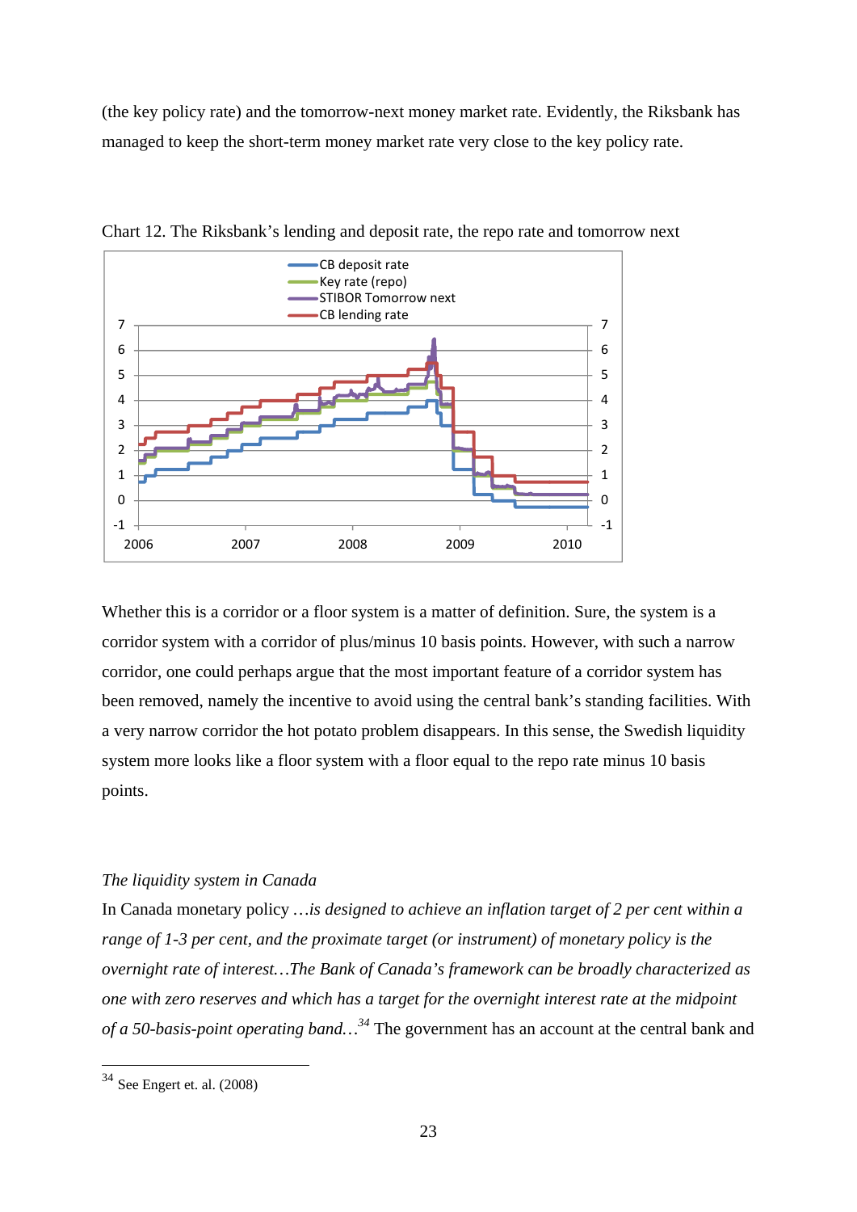(the key policy rate) and the tomorrow-next money market rate. Evidently, the Riksbank has managed to keep the short-term money market rate very close to the key policy rate.

Chart 12. The Riksbank's lending and deposit rate, the repo rate and tomorrow next

Whether this is a corridor or a floor system is a matter of definition. Sure, the system is a corridor system with a corridor of plus/minus 10 basis points. However, with such a narrow corridor, one could perhaps argue that the most important feature of a corridor system has been removed, namely the incentive to avoid using the central bank's standing facilities. With a very narrow corridor the hot potato problem disappears. In this sense, the Swedish liquidity system more looks like a floor system with a floor equal to the repo rate minus 10 basis points.

*The liquidity system in Canada*

In Canada monetary policy …*is designed to achieve an inflation target of 2 per cent within a range of 1-3 per cent, and the proximate target (or instrument) of monetary policy is the overnight rate of interest…The Bank of Canada's framework can be broadly characterized as one with zero reserves and which has a target for the overnight interest rate at the midpoint of a 50-basis-point operating band…*[34] The government has an account at the central bank and

[34] See Engert et. al. (2008)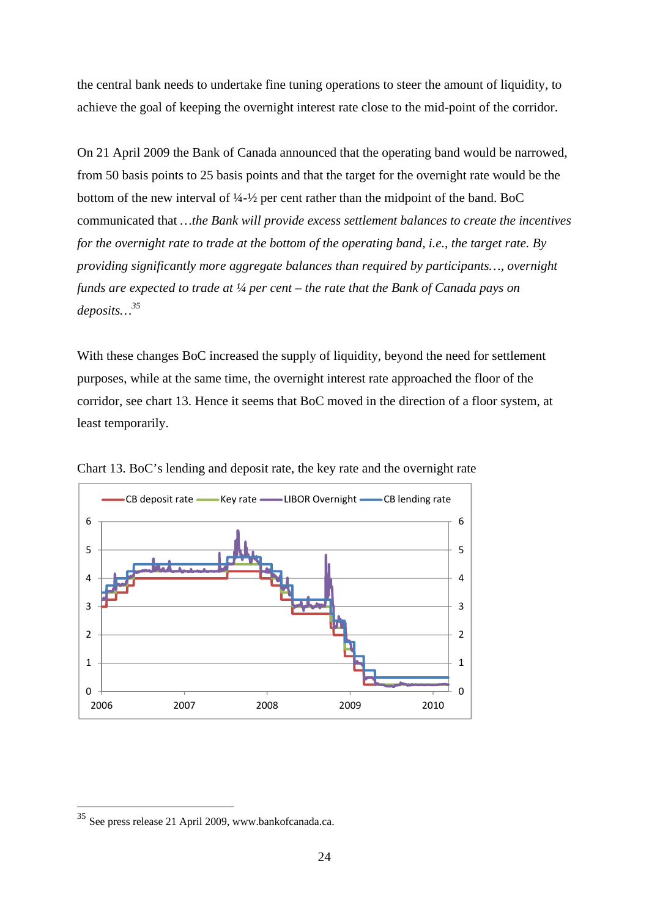the central bank needs to undertake fine tuning operations to steer the amount of liquidity, to achieve the goal of keeping the overnight interest rate close to the mid-point of the corridor.

On 21 April 2009 the Bank of Canada announced that the operating band would be narrowed, from 50 basis points to 25 basis points and that the target for the overnight rate would be the bottom of the new interval of ¼-½ per cent rather than the midpoint of the band. BoC communicated that …*the Bank will provide excess settlement balances to create the incentives for the overnight rate to trade at the bottom of the operating band, i.e., the target rate. By providing significantly more aggregate balances than required by participants…, overnight funds are expected to trade at ¼ per cent – the rate that the Bank of Canada pays on deposits…*[35]

With these changes BoC increased the supply of liquidity, beyond the need for settlement purposes, while at the same time, the overnight interest rate approached the floor of the corridor, see chart 13. Hence it seems that BoC moved in the direction of a floor system, at least temporarily.

Chart 13. BoC's lending and deposit rate, the key rate and the overnight rate

[35] See press release 21 April 2009, www.bankofcanada.ca.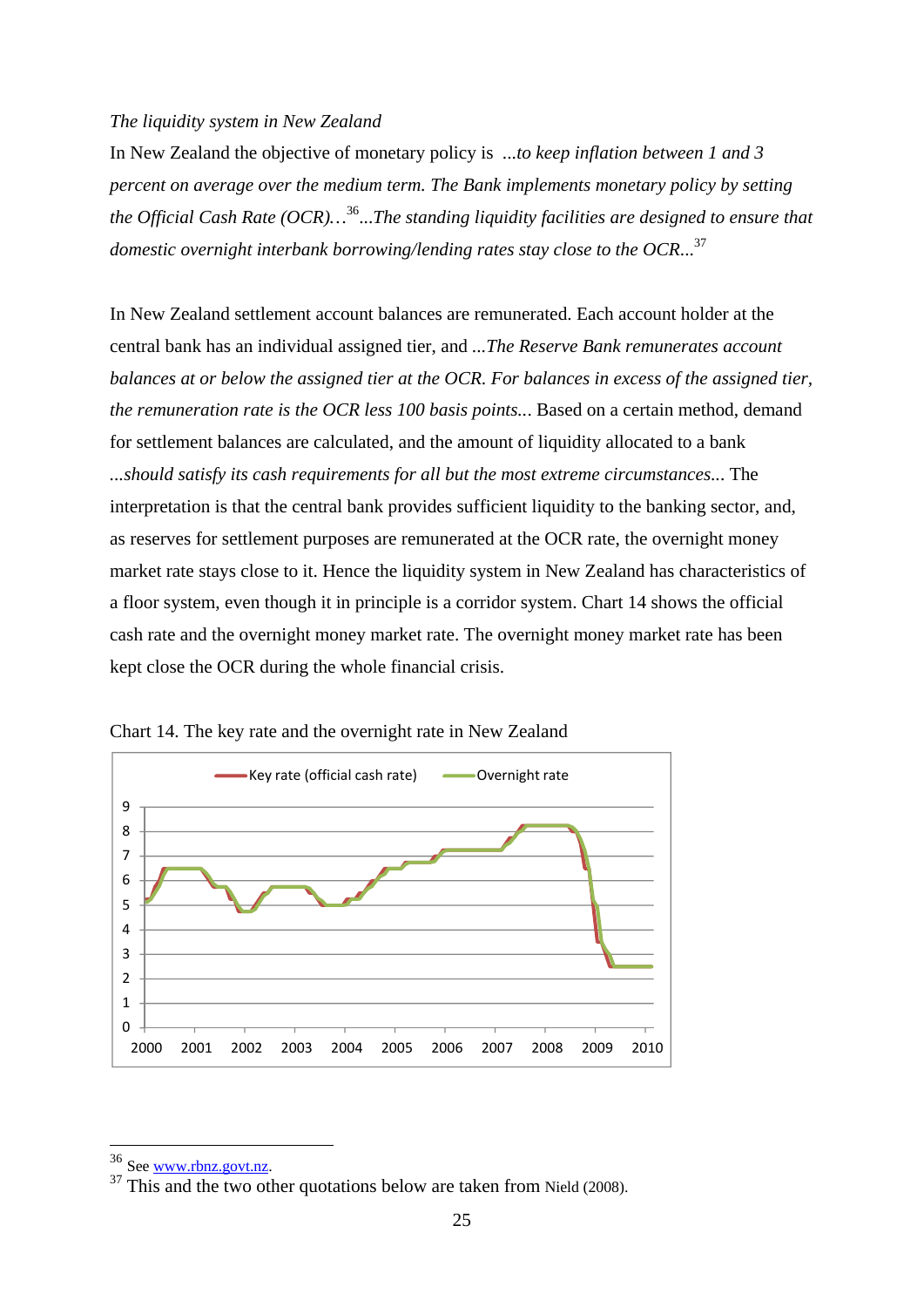*The liquidity system in New Zealand*

In New Zealand the objective of monetary policy is *...to keep inflation between 1 and 3 percent on average over the medium term. The Bank implements monetary policy by setting the Official Cash Rate (OCR)…*[36] *...The standing liquidity facilities are designed to ensure that domestic overnight interbank borrowing/lending rates stay close to the OCR...*[37]

In New Zealand settlement account balances are remunerated. Each account holder at the central bank has an individual assigned tier, and *...The Reserve Bank remunerates account balances at or below the assigned tier at the OCR. For balances in excess of the assigned tier, the remuneration rate is the OCR less 100 basis points...* Based on a certain method, demand for settlement balances are calculated, and the amount of liquidity allocated to a bank *...should satisfy its cash requirements for all but the most extreme circumstances...* The interpretation is that the central bank provides sufficient liquidity to the banking sector, and, as reserves for settlement purposes are remunerated at the OCR rate, the overnight money market rate stays close to it. Hence the liquidity system in New Zealand has characteristics of a floor system, even though it in principle is a corridor system. Chart 14 shows the official cash rate and the overnight money market rate. The overnight money market rate has been kept close the OCR during the whole financial crisis.

Chart 14. The key rate and the overnight rate in New Zealand

[36] See www.rbnz.govt.nz.

[37] This and the two other quotations below are taken from Nield (2008).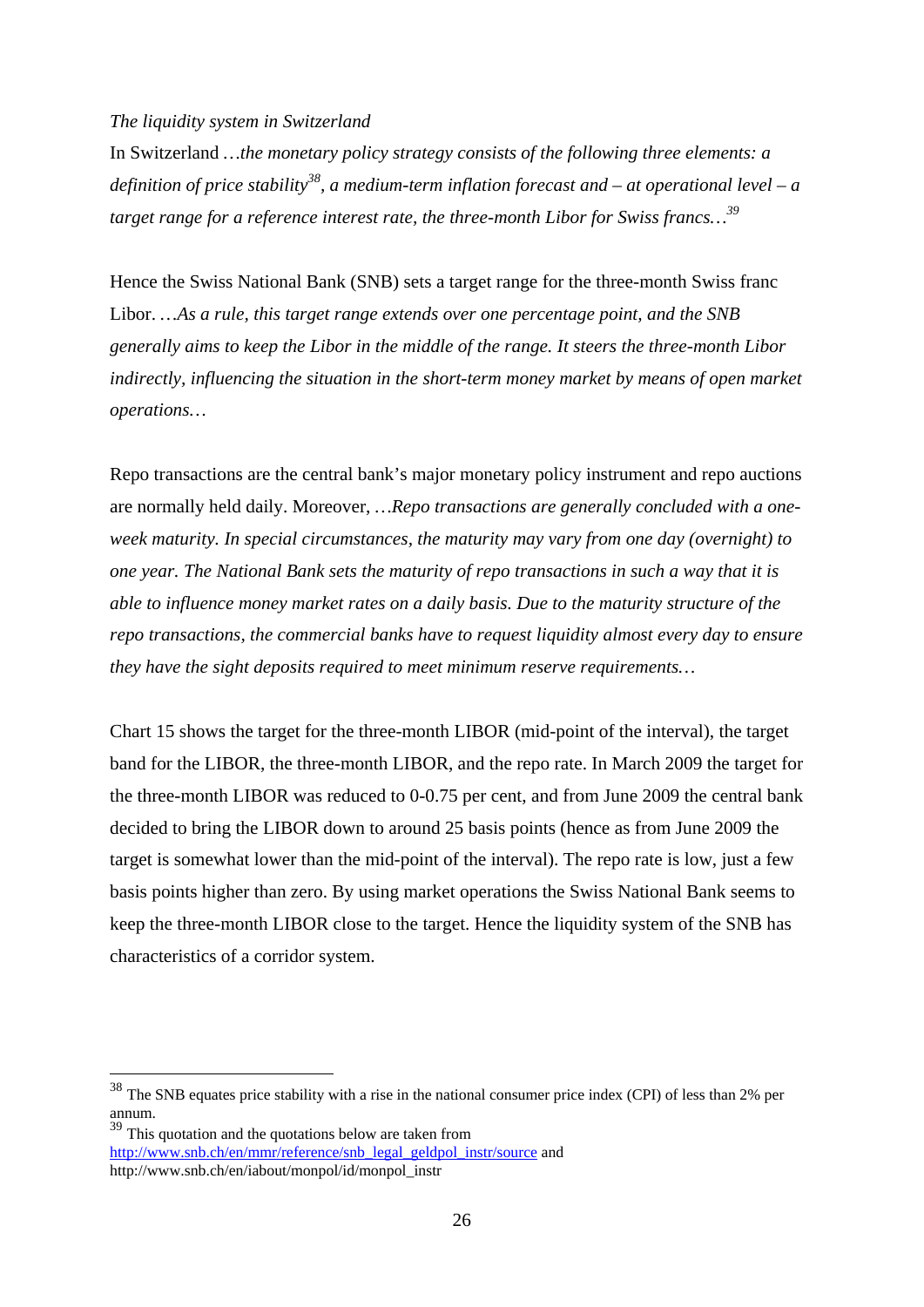*The liquidity system in Switzerland*

In Switzerland …*the monetary policy strategy consists of the following three elements: a definition of price stability*[38]*, a medium-term inflation forecast and – at operational level – a target range for a reference interest rate, the three-month Libor for Swiss francs…*[39]

Hence the Swiss National Bank (SNB) sets a target range for the three-month Swiss franc Libor. …*As a rule, this target range extends over one percentage point, and the SNB generally aims to keep the Libor in the middle of the range. It steers the three-month Libor indirectly, influencing the situation in the short-term money market by means of open market operations…*

Repo transactions are the central bank's major monetary policy instrument and repo auctions are normally held daily. Moreover, …*Repo transactions are generally concluded with a one-week maturity. In special circumstances, the maturity may vary from one day (overnight) to one year. The National Bank sets the maturity of repo transactions in such a way that it is able to influence money market rates on a daily basis. Due to the maturity structure of the repo transactions, the commercial banks have to request liquidity almost every day to ensure they have the sight deposits required to meet minimum reserve requirements…*

Chart 15 shows the target for the three-month LIBOR (mid-point of the interval), the target band for the LIBOR, the three-month LIBOR, and the repo rate. In March 2009 the target for the three-month LIBOR was reduced to 0-0.75 per cent, and from June 2009 the central bank decided to bring the LIBOR down to around 25 basis points (hence as from June 2009 the target is somewhat lower than the mid-point of the interval). The repo rate is low, just a few basis points higher than zero. By using market operations the Swiss National Bank seems to keep the three-month LIBOR close to the target. Hence the liquidity system of the SNB has characteristics of a corridor system.

---

[38] The SNB equates price stability with a rise in the national consumer price index (CPI) of less than 2% per annum.

[39] This quotation and the quotations below are taken from http://www.snb.ch/en/mmr/reference/snb_legal_geldpol_instr/source and http://www.snb.ch/en/iabout/monpol/id/monpol_instr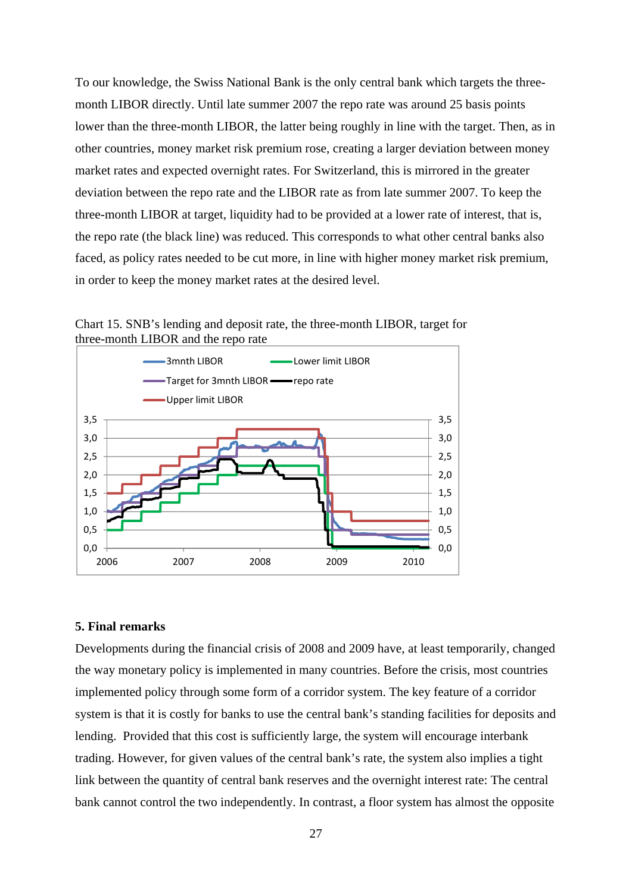To our knowledge, the Swiss National Bank is the only central bank which targets the three-month LIBOR directly. Until late summer 2007 the repo rate was around 25 basis points lower than the three-month LIBOR, the latter being roughly in line with the target. Then, as in other countries, money market risk premium rose, creating a larger deviation between money market rates and expected overnight rates. For Switzerland, this is mirrored in the greater deviation between the repo rate and the LIBOR rate as from late summer 2007. To keep the three-month LIBOR at target, liquidity had to be provided at a lower rate of interest, that is, the repo rate (the black line) was reduced. This corresponds to what other central banks also faced, as policy rates needed to be cut more, in line with higher money market risk premium, in order to keep the money market rates at the desired level.

Chart 15. SNB's lending and deposit rate, the three-month LIBOR, target for three-month LIBOR and the repo rate

## 5. Final remarks

Developments during the financial crisis of 2008 and 2009 have, at least temporarily, changed the way monetary policy is implemented in many countries. Before the crisis, most countries implemented policy through some form of a corridor system. The key feature of a corridor system is that it is costly for banks to use the central bank's standing facilities for deposits and lending. Provided that this cost is sufficiently large, the system will encourage interbank trading. However, for given values of the central bank's rate, the system also implies a tight link between the quantity of central bank reserves and the overnight interest rate: The central bank cannot control the two independently. In contrast, a floor system has almost the opposite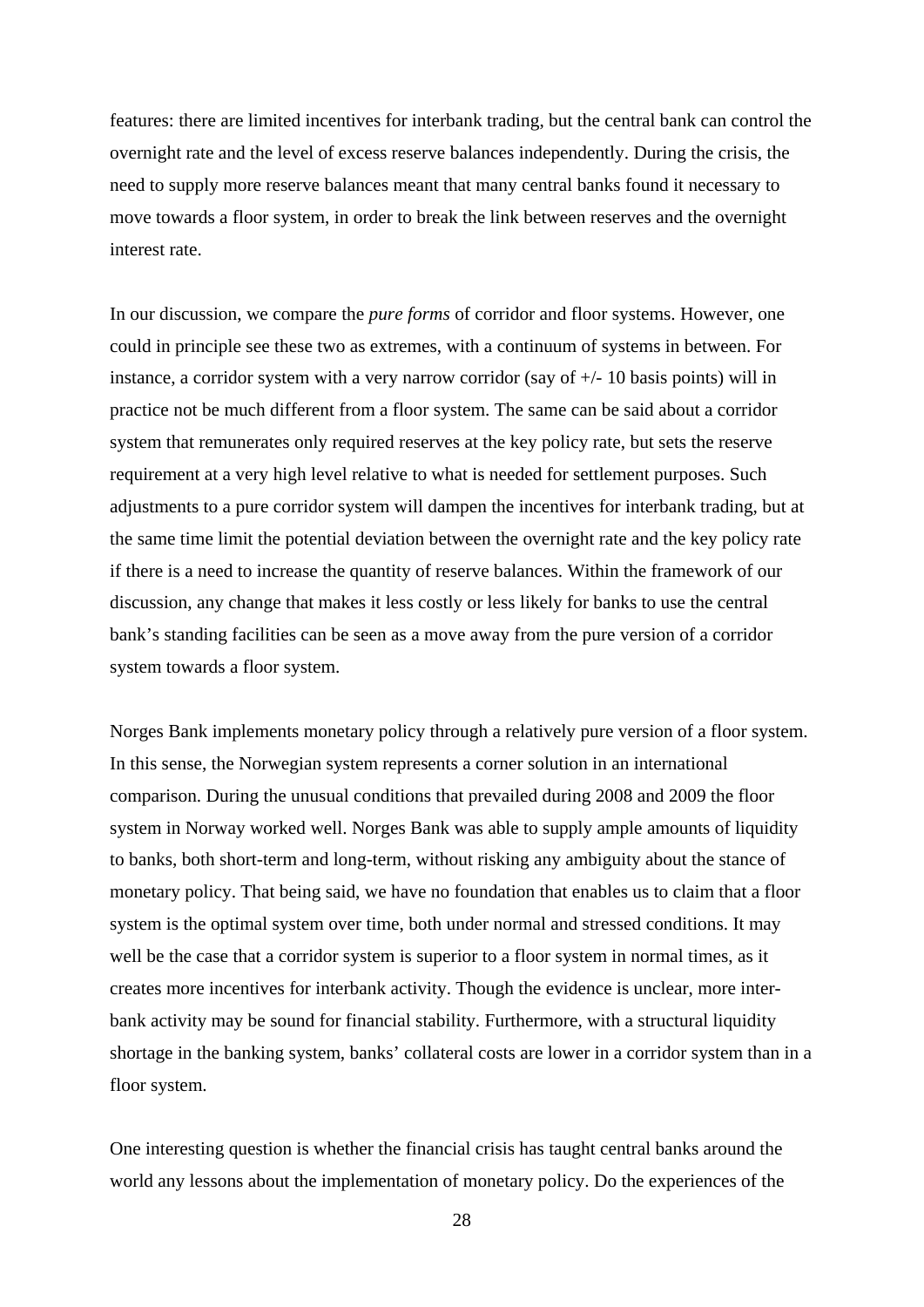features: there are limited incentives for interbank trading, but the central bank can control the overnight rate and the level of excess reserve balances independently. During the crisis, the need to supply more reserve balances meant that many central banks found it necessary to move towards a floor system, in order to break the link between reserves and the overnight interest rate.

In our discussion, we compare the *pure forms* of corridor and floor systems. However, one could in principle see these two as extremes, with a continuum of systems in between. For instance, a corridor system with a very narrow corridor (say of +/- 10 basis points) will in practice not be much different from a floor system. The same can be said about a corridor system that remunerates only required reserves at the key policy rate, but sets the reserve requirement at a very high level relative to what is needed for settlement purposes. Such adjustments to a pure corridor system will dampen the incentives for interbank trading, but at the same time limit the potential deviation between the overnight rate and the key policy rate if there is a need to increase the quantity of reserve balances. Within the framework of our discussion, any change that makes it less costly or less likely for banks to use the central bank's standing facilities can be seen as a move away from the pure version of a corridor system towards a floor system.

Norges Bank implements monetary policy through a relatively pure version of a floor system. In this sense, the Norwegian system represents a corner solution in an international comparison. During the unusual conditions that prevailed during 2008 and 2009 the floor system in Norway worked well. Norges Bank was able to supply ample amounts of liquidity to banks, both short-term and long-term, without risking any ambiguity about the stance of monetary policy. That being said, we have no foundation that enables us to claim that a floor system is the optimal system over time, both under normal and stressed conditions. It may well be the case that a corridor system is superior to a floor system in normal times, as it creates more incentives for interbank activity. Though the evidence is unclear, more inter-bank activity may be sound for financial stability. Furthermore, with a structural liquidity shortage in the banking system, banks' collateral costs are lower in a corridor system than in a floor system.

One interesting question is whether the financial crisis has taught central banks around the world any lessons about the implementation of monetary policy. Do the experiences of the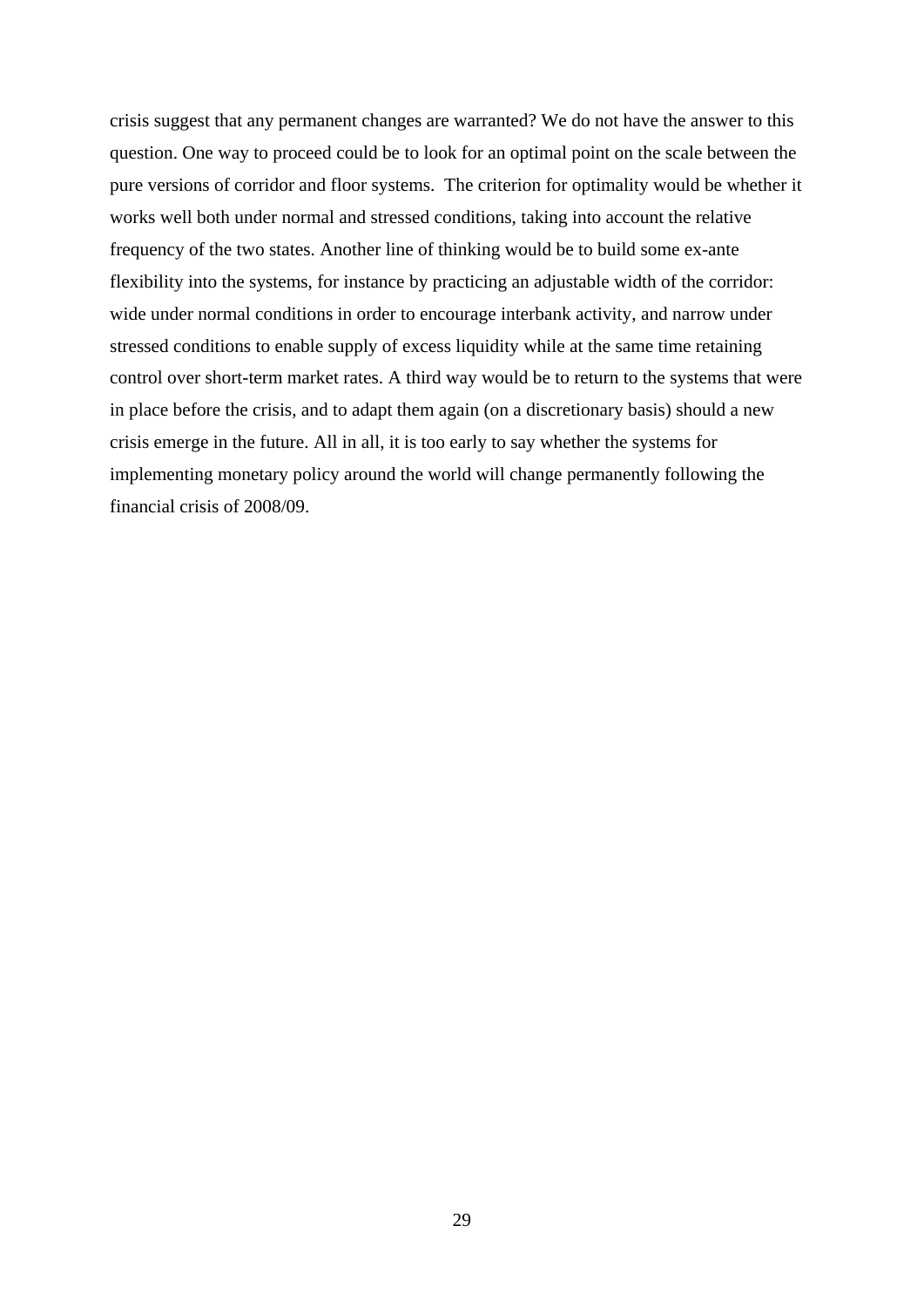crisis suggest that any permanent changes are warranted? We do not have the answer to this question. One way to proceed could be to look for an optimal point on the scale between the pure versions of corridor and floor systems. The criterion for optimality would be whether it works well both under normal and stressed conditions, taking into account the relative frequency of the two states. Another line of thinking would be to build some ex-ante flexibility into the systems, for instance by practicing an adjustable width of the corridor: wide under normal conditions in order to encourage interbank activity, and narrow under stressed conditions to enable supply of excess liquidity while at the same time retaining control over short-term market rates. A third way would be to return to the systems that were in place before the crisis, and to adapt them again (on a discretionary basis) should a new crisis emerge in the future. All in all, it is too early to say whether the systems for implementing monetary policy around the world will change permanently following the financial crisis of 2008/09.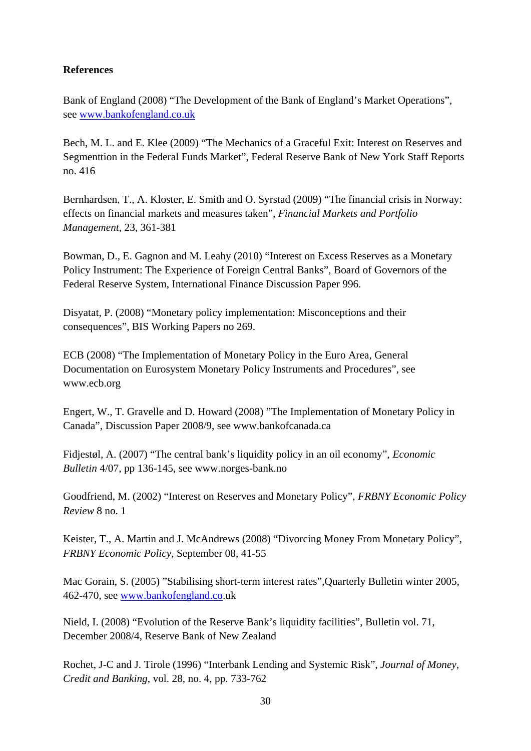**References**

Bank of England (2008) "The Development of the Bank of England's Market Operations", see www.bankofengland.co.uk

Bech, M. L. and E. Klee (2009) "The Mechanics of a Graceful Exit: Interest on Reserves and Segmentiion in the Federal Funds Market", Federal Reserve Bank of New York Staff Reports no. 416

Bernhardsen, T., A. Kloster, E. Smith and O. Syrstad (2009) "The financial crisis in Norway: effects on financial markets and measures taken", *Financial Markets and Portfolio Management*, 23, 361-381

Bowman, D., E. Gagnon and M. Leahy (2010) "Interest on Excess Reserves as a Monetary Policy Instrument: The Experience of Foreign Central Banks", Board of Governors of the Federal Reserve System, International Finance Discussion Paper 996.

Disyatat, P. (2008) "Monetary policy implementation: Misconceptions and their consequences", BIS Working Papers no 269.

ECB (2008) "The Implementation of Monetary Policy in the Euro Area, General Documentation on Eurosystem Monetary Policy Instruments and Procedures", see www.ecb.org

Engert, W., T. Gravelle and D. Howard (2008) "The Implementation of Monetary Policy in Canada", Discussion Paper 2008/9, see www.bankofcanada.ca

Fidjestøl, A. (2007) "The central bank's liquidity policy in an oil economy", *Economic Bulletin* 4/07, pp 136-145, see www.norges-bank.no

Goodfriend, M. (2002) "Interest on Reserves and Monetary Policy", *FRBNY Economic Policy Review* 8 no. 1

Keister, T., A. Martin and J. McAndrews (2008) "Divorcing Money From Monetary Policy", *FRBNY Economic Policy*, September 08, 41-55

Mac Gorain, S. (2005) "Stabilising short-term interest rates",Quarterly Bulletin winter 2005, 462-470, see www.bankofengland.co.uk

Nield, I. (2008) "Evolution of the Reserve Bank's liquidity facilities", Bulletin vol. 71, December 2008/4, Reserve Bank of New Zealand

Rochet, J-C and J. Tirole (1996) "Interbank Lending and Systemic Risk", *Journal of Money, Credit and Banking*, vol. 28, no. 4, pp. 733-762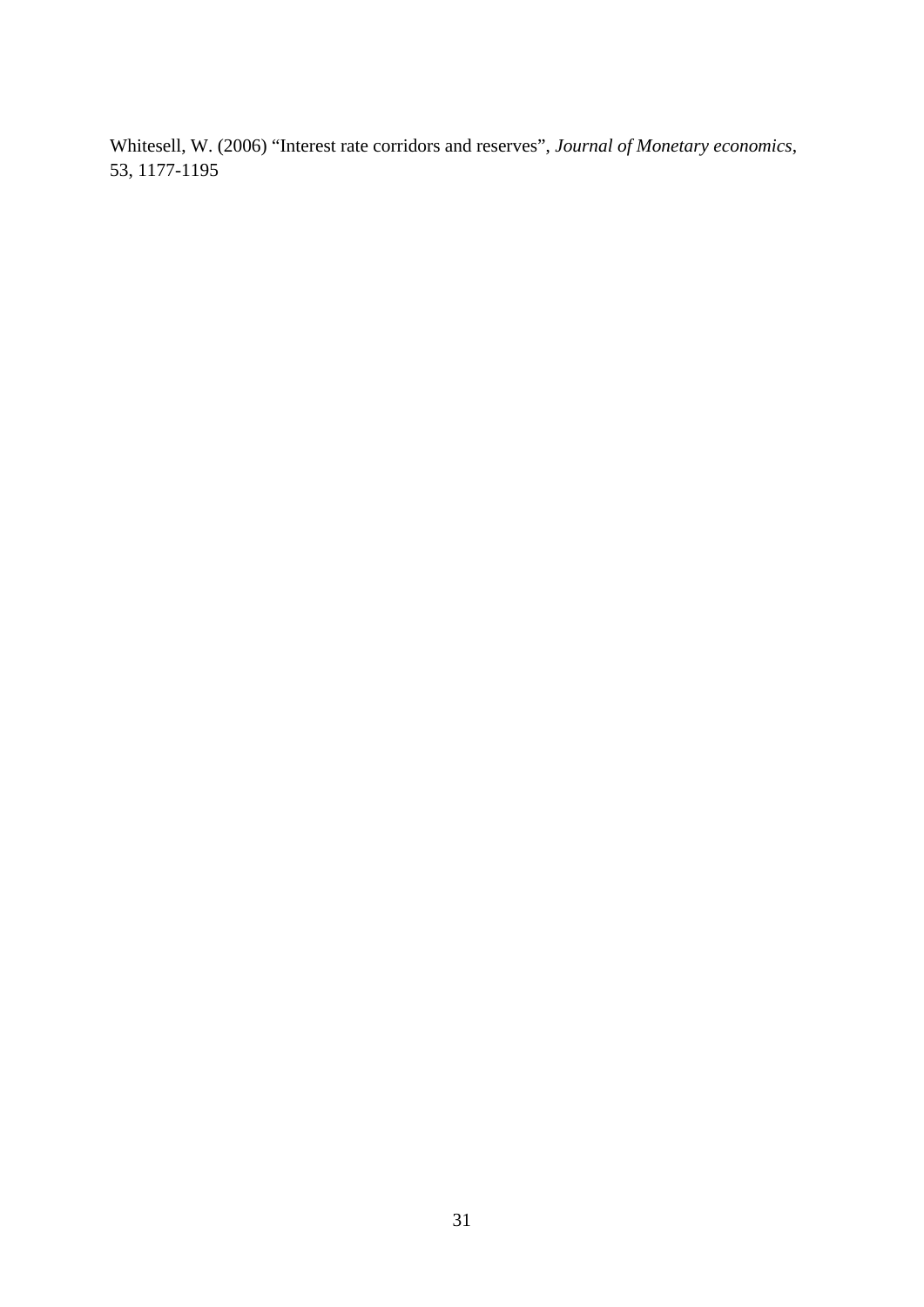Whitesell, W. (2006) “Interest rate corridors and reserves”, *Journal of Monetary economics*, 53, 1177-1195